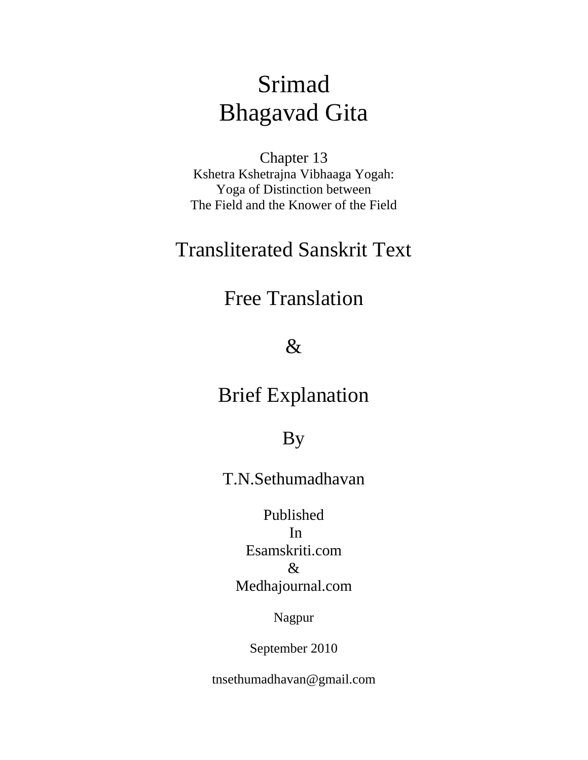# Srimad
# Bhagavad Gita

Chapter 13
Kshetra Kshetrajna Vibhaaga Yogah:
Yoga of Distinction between
The Field and the Knower of the Field

## Transliterated Sanskrit Text

## Free Translation

## &

## Brief Explanation

By

T.N.Sethumadhavan

Published
In
Esamskriti.com
&
Medhajournal.com

Nagpur

September 2010

tnsethumadhavan@gmail.com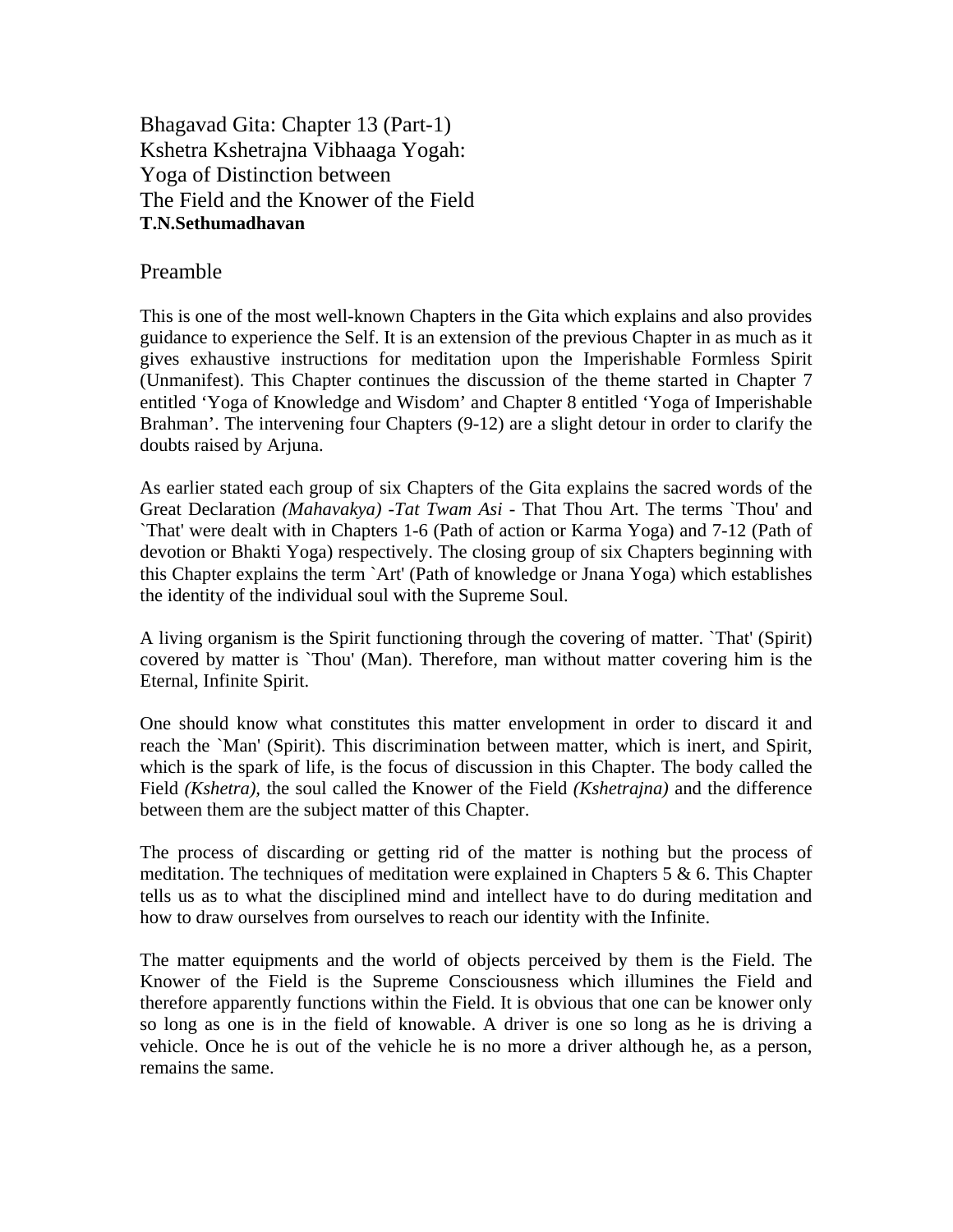# Bhagavad Gita: Chapter 13 (Part-1)
# Kshetra Kshetrajna Vibhaaga Yogah:
# Yoga of Distinction between
# The Field and the Knower of the Field

**T.N.Sethumadhavan**

## Preamble

This is one of the most well-known Chapters in the Gita which explains and also provides guidance to experience the Self. It is an extension of the previous Chapter in as much as it gives exhaustive instructions for meditation upon the Imperishable Formless Spirit (Unmanifest). This Chapter continues the discussion of the theme started in Chapter 7 entitled 'Yoga of Knowledge and Wisdom' and Chapter 8 entitled 'Yoga of Imperishable Brahman'. The intervening four Chapters (9-12) are a slight detour in order to clarify the doubts raised by Arjuna.

As earlier stated each group of six Chapters of the Gita explains the sacred words of the Great Declaration *(Mahavakya) -Tat Twam Asi* - That Thou Art. The terms `Thou' and `That' were dealt with in Chapters 1-6 (Path of action or Karma Yoga) and 7-12 (Path of devotion or Bhakti Yoga) respectively. The closing group of six Chapters beginning with this Chapter explains the term `Art' (Path of knowledge or Jnana Yoga) which establishes the identity of the individual soul with the Supreme Soul.

A living organism is the Spirit functioning through the covering of matter. `That' (Spirit) covered by matter is `Thou' (Man). Therefore, man without matter covering him is the Eternal, Infinite Spirit.

One should know what constitutes this matter envelopment in order to discard it and reach the `Man' (Spirit). This discrimination between matter, which is inert, and Spirit, which is the spark of life, is the focus of discussion in this Chapter. The body called the Field *(Kshetra)*, the soul called the Knower of the Field *(Kshetrajna)* and the difference between them are the subject matter of this Chapter.

The process of discarding or getting rid of the matter is nothing but the process of meditation. The techniques of meditation were explained in Chapters 5 & 6. This Chapter tells us as to what the disciplined mind and intellect have to do during meditation and how to draw ourselves from ourselves to reach our identity with the Infinite.

The matter equipments and the world of objects perceived by them is the Field. The Knower of the Field is the Supreme Consciousness which illumines the Field and therefore apparently functions within the Field. It is obvious that one can be knower only so long as one is in the field of knowable. A driver is one so long as he is driving a vehicle. Once he is out of the vehicle he is no more a driver although he, as a person, remains the same.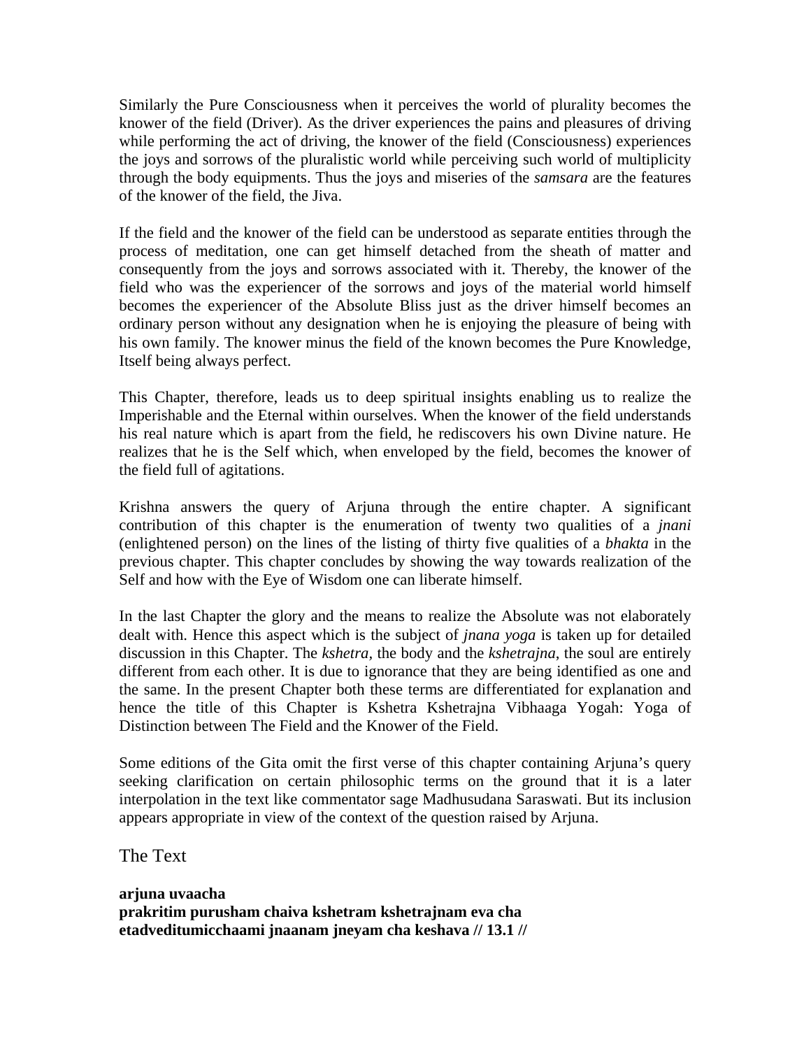Similarly the Pure Consciousness when it perceives the world of plurality becomes the knower of the field (Driver). As the driver experiences the pains and pleasures of driving while performing the act of driving, the knower of the field (Consciousness) experiences the joys and sorrows of the pluralistic world while perceiving such world of multiplicity through the body equipments. Thus the joys and miseries of the *samsara* are the features of the knower of the field, the Jiva.

If the field and the knower of the field can be understood as separate entities through the process of meditation, one can get himself detached from the sheath of matter and consequently from the joys and sorrows associated with it. Thereby, the knower of the field who was the experiencer of the sorrows and joys of the material world himself becomes the experiencer of the Absolute Bliss just as the driver himself becomes an ordinary person without any designation when he is enjoying the pleasure of being with his own family. The knower minus the field of the known becomes the Pure Knowledge, Itself being always perfect.

This Chapter, therefore, leads us to deep spiritual insights enabling us to realize the Imperishable and the Eternal within ourselves. When the knower of the field understands his real nature which is apart from the field, he rediscovers his own Divine nature. He realizes that he is the Self which, when enveloped by the field, becomes the knower of the field full of agitations.

Krishna answers the query of Arjuna through the entire chapter. A significant contribution of this chapter is the enumeration of twenty two qualities of a *jnani* (enlightened person) on the lines of the listing of thirty five qualities of a *bhakta* in the previous chapter. This chapter concludes by showing the way towards realization of the Self and how with the Eye of Wisdom one can liberate himself.

In the last Chapter the glory and the means to realize the Absolute was not elaborately dealt with. Hence this aspect which is the subject of *jnana yoga* is taken up for detailed discussion in this Chapter. The *kshetra*, the body and the *kshetrajna*, the soul are entirely different from each other. It is due to ignorance that they are being identified as one and the same. In the present Chapter both these terms are differentiated for explanation and hence the title of this Chapter is Kshetra Kshetrajna Vibhaaga Yogah: Yoga of Distinction between The Field and the Knower of the Field.

Some editions of the Gita omit the first verse of this chapter containing Arjuna's query seeking clarification on certain philosophic terms on the ground that it is a later interpolation in the text like commentator sage Madhusudana Saraswati. But its inclusion appears appropriate in view of the context of the question raised by Arjuna.

## The Text

**arjuna uvaacha**
**prakritim purusham chaiva kshetram kshetrajnam eva cha**
**etadveditumicchaami jnaanam jneyam cha keshava // 13.1 //**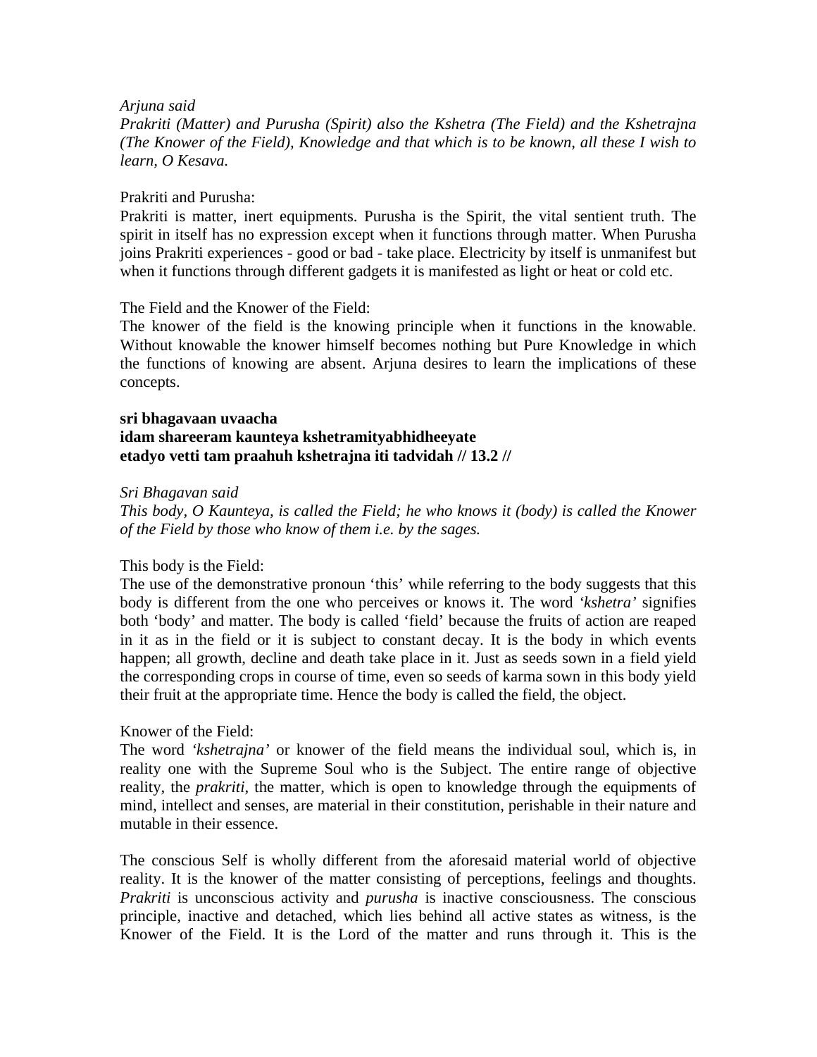*Arjuna said*
*Prakriti (Matter) and Purusha (Spirit) also the Kshetra (The Field) and the Kshetrajna (The Knower of the Field), Knowledge and that which is to be known, all these I wish to learn, O Kesava.*

Prakriti and Purusha:
Prakriti is matter, inert equipments. Purusha is the Spirit, the vital sentient truth. The spirit in itself has no expression except when it functions through matter. When Purusha joins Prakriti experiences - good or bad - take place. Electricity by itself is unmanifest but when it functions through different gadgets it is manifested as light or heat or cold etc.

The Field and the Knower of the Field:
The knower of the field is the knowing principle when it functions in the knowable. Without knowable the knower himself becomes nothing but Pure Knowledge in which the functions of knowing are absent. Arjuna desires to learn the implications of these concepts.

**sri bhagavaan uvaacha**
**idam shareeram kaunteya kshetramityabhidheeyate**
**etadyo vetti tam praahuh kshetrajna iti tadvidah // 13.2 //**

*Sri Bhagavan said*
*This body, O Kaunteya, is called the Field; he who knows it (body) is called the Knower of the Field by those who know of them i.e. by the sages.*

This body is the Field:
The use of the demonstrative pronoun 'this' while referring to the body suggests that this body is different from the one who perceives or knows it. The word *'kshetra'* signifies both 'body' and matter. The body is called 'field' because the fruits of action are reaped in it as in the field or it is subject to constant decay. It is the body in which events happen; all growth, decline and death take place in it. Just as seeds sown in a field yield the corresponding crops in course of time, even so seeds of karma sown in this body yield their fruit at the appropriate time. Hence the body is called the field, the object.

Knower of the Field:
The word *'kshetrajna'* or knower of the field means the individual soul, which is, in reality one with the Supreme Soul who is the Subject. The entire range of objective reality, the *prakriti*, the matter, which is open to knowledge through the equipments of mind, intellect and senses, are material in their constitution, perishable in their nature and mutable in their essence.

The conscious Self is wholly different from the aforesaid material world of objective reality. It is the knower of the matter consisting of perceptions, feelings and thoughts. *Prakriti* is unconscious activity and *purusha* is inactive consciousness. The conscious principle, inactive and detached, which lies behind all active states as witness, is the Knower of the Field. It is the Lord of the matter and runs through it. This is the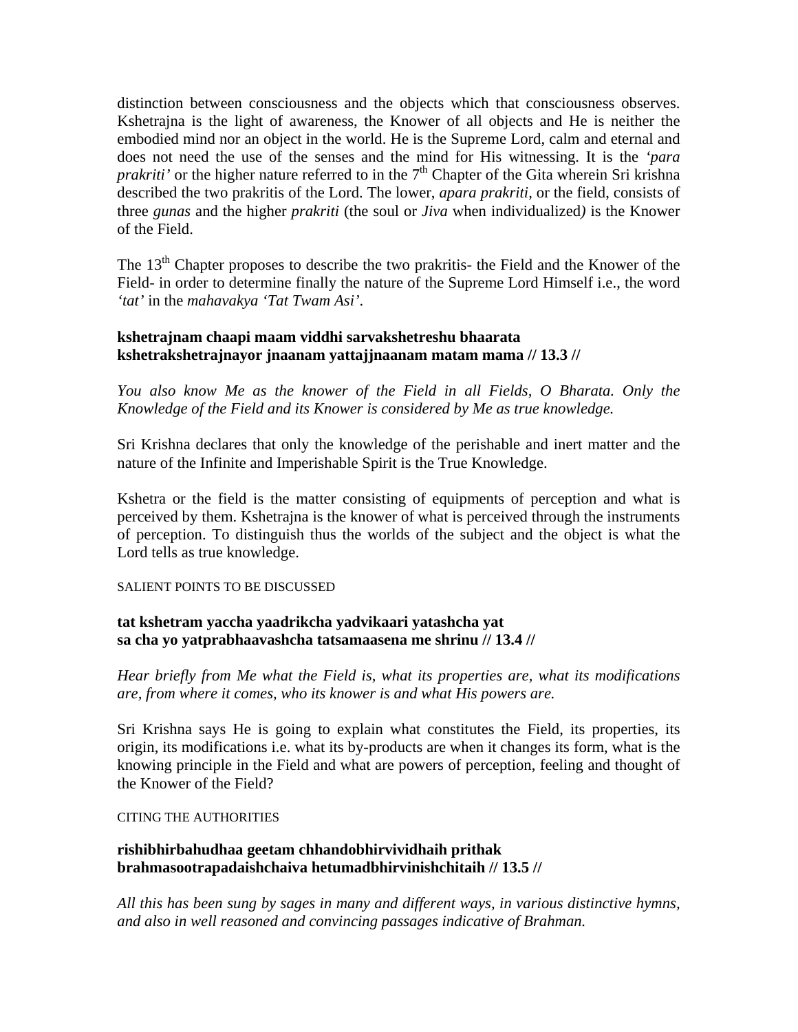distinction between consciousness and the objects which that consciousness observes. Kshetrajna is the light of awareness, the Knower of all objects and He is neither the embodied mind nor an object in the world. He is the Supreme Lord, calm and eternal and does not need the use of the senses and the mind for His witnessing. It is the *'para prakriti'* or the higher nature referred to in the 7th Chapter of the Gita wherein Sri krishna described the two prakritis of the Lord. The lower, *apara prakriti*, or the field, consists of three *gunas* and the higher *prakriti* (the soul or *Jiva* when individualized*)* is the Knower of the Field.

The 13th Chapter proposes to describe the two prakritis- the Field and the Knower of the Field- in order to determine finally the nature of the Supreme Lord Himself i.e., the word *'tat'* in the *mahavakya 'Tat Twam Asi'*.

**kshetrajnam chaapi maam viddhi sarvakshetreshu bhaarata**
**kshetrakshetrajnayor jnaanam yattajjnaanam matam mama // 13.3 //**

*You also know Me as the knower of the Field in all Fields, O Bharata. Only the Knowledge of the Field and its Knower is considered by Me as true knowledge.*

Sri Krishna declares that only the knowledge of the perishable and inert matter and the nature of the Infinite and Imperishable Spirit is the True Knowledge.

Kshetra or the field is the matter consisting of equipments of perception and what is perceived by them. Kshetrajna is the knower of what is perceived through the instruments of perception. To distinguish thus the worlds of the subject and the object is what the Lord tells as true knowledge.

SALIENT POINTS TO BE DISCUSSED

**tat kshetram yaccha yaadrikcha yadvikaari yatashcha yat**
**sa cha yo yatprabhaavashcha tatsamaasena me shrinu // 13.4 //**

*Hear briefly from Me what the Field is, what its properties are, what its modifications are, from where it comes, who its knower is and what His powers are.*

Sri Krishna says He is going to explain what constitutes the Field, its properties, its origin, its modifications i.e. what its by-products are when it changes its form, what is the knowing principle in the Field and what are powers of perception, feeling and thought of the Knower of the Field?

CITING THE AUTHORITIES

**rishibhirbahudhaa geetam chhandobhirvividhaih prithak**
**brahmasootrapadaishchaiva hetumadbhirvinishchitaih // 13.5 //**

*All this has been sung by sages in many and different ways, in various distinctive hymns, and also in well reasoned and convincing passages indicative of Brahman.*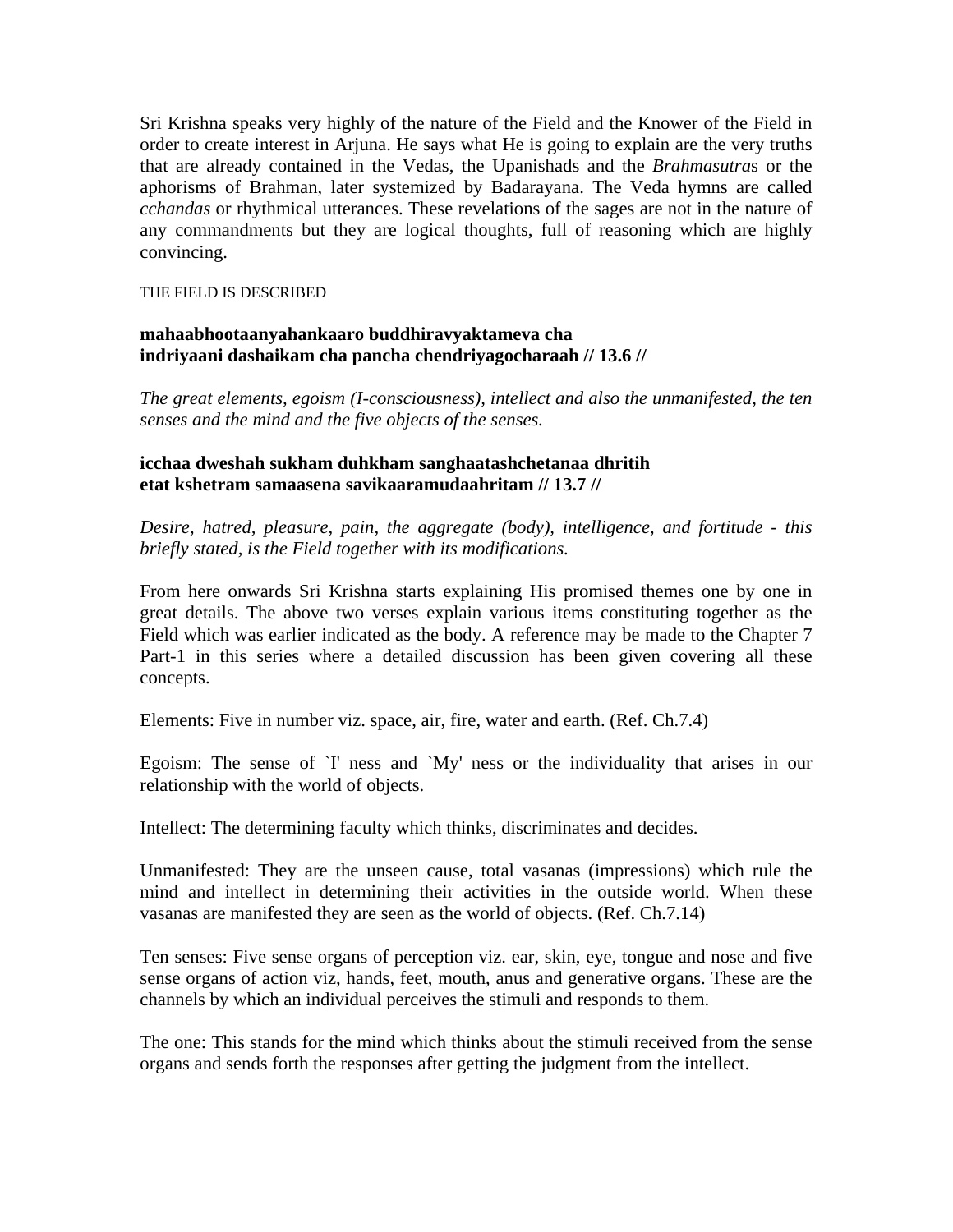Sri Krishna speaks very highly of the nature of the Field and the Knower of the Field in order to create interest in Arjuna. He says what He is going to explain are the very truths that are already contained in the Vedas, the Upanishads and the *Brahmasutra*s or the aphorisms of Brahman, later systemized by Badarayana. The Veda hymns are called *cchandas* or rhythmical utterances. These revelations of the sages are not in the nature of any commandments but they are logical thoughts, full of reasoning which are highly convincing.

THE FIELD IS DESCRIBED

**mahaabhootaanyahankaaro buddhiravyaktameva cha**
**indriyaani dashaikam cha pancha chendriyagocharaah // 13.6 //**

*The great elements, egoism (I-consciousness), intellect and also the unmanifested, the ten senses and the mind and the five objects of the senses.*

**icchaa dweshah sukham duhkham sanghaatashchetanaa dhritih**
**etat kshetram samaasena savikaaramudaahritam // 13.7 //**

*Desire, hatred, pleasure, pain, the aggregate (body), intelligence, and fortitude - this briefly stated, is the Field together with its modifications.*

From here onwards Sri Krishna starts explaining His promised themes one by one in great details. The above two verses explain various items constituting together as the Field which was earlier indicated as the body. A reference may be made to the Chapter 7 Part-1 in this series where a detailed discussion has been given covering all these concepts.

Elements: Five in number viz. space, air, fire, water and earth. (Ref. Ch.7.4)

Egoism: The sense of `I' ness and `My' ness or the individuality that arises in our relationship with the world of objects.

Intellect: The determining faculty which thinks, discriminates and decides.

Unmanifested: They are the unseen cause, total vasanas (impressions) which rule the mind and intellect in determining their activities in the outside world. When these vasanas are manifested they are seen as the world of objects. (Ref. Ch.7.14)

Ten senses: Five sense organs of perception viz. ear, skin, eye, tongue and nose and five sense organs of action viz, hands, feet, mouth, anus and generative organs. These are the channels by which an individual perceives the stimuli and responds to them.

The one: This stands for the mind which thinks about the stimuli received from the sense organs and sends forth the responses after getting the judgment from the intellect.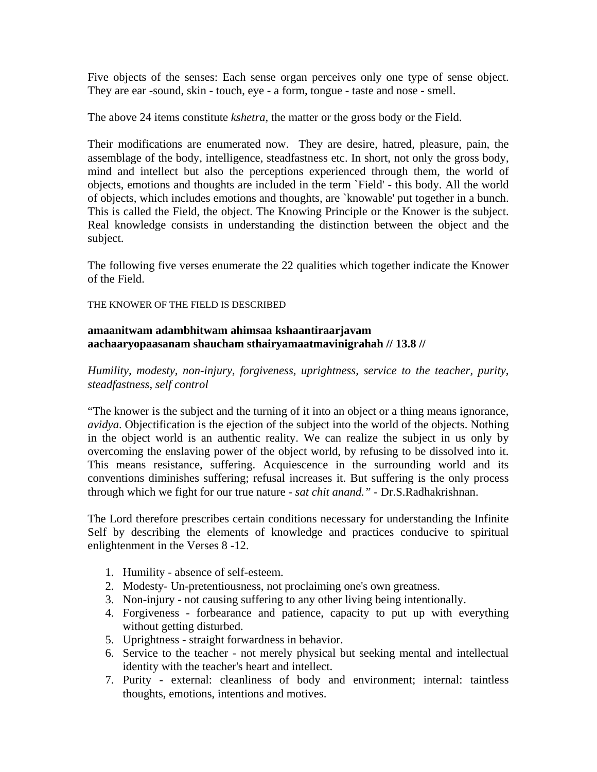Five objects of the senses: Each sense organ perceives only one type of sense object. They are ear -sound, skin - touch, eye - a form, tongue - taste and nose - smell.

The above 24 items constitute *kshetra*, the matter or the gross body or the Field.

Their modifications are enumerated now. They are desire, hatred, pleasure, pain, the assemblage of the body, intelligence, steadfastness etc. In short, not only the gross body, mind and intellect but also the perceptions experienced through them, the world of objects, emotions and thoughts are included in the term `Field' - this body. All the world of objects, which includes emotions and thoughts, are `knowable' put together in a bunch. This is called the Field, the object. The Knowing Principle or the Knower is the subject. Real knowledge consists in understanding the distinction between the object and the subject.

The following five verses enumerate the 22 qualities which together indicate the Knower of the Field.

THE KNOWER OF THE FIELD IS DESCRIBED

**amaanitwam adambhitwam ahimsaa kshaantiraarjavam**
**aachaaryopaasanam shaucham sthairyamaatmavinigrahah // 13.8 //**

*Humility, modesty, non-injury, forgiveness, uprightness, service to the teacher, purity, steadfastness, self control*

"The knower is the subject and the turning of it into an object or a thing means ignorance, *avidya*. Objectification is the ejection of the subject into the world of the objects. Nothing in the object world is an authentic reality. We can realize the subject in us only by overcoming the enslaving power of the object world, by refusing to be dissolved into it. This means resistance, suffering. Acquiescence in the surrounding world and its conventions diminishes suffering; refusal increases it. But suffering is the only process through which we fight for our true nature - *sat chit anand."* - Dr.S.Radhakrishnan.

The Lord therefore prescribes certain conditions necessary for understanding the Infinite Self by describing the elements of knowledge and practices conducive to spiritual enlightenment in the Verses 8 -12.

1. Humility - absence of self-esteem.
2. Modesty- Un-pretentiousness, not proclaiming one's own greatness.
3. Non-injury - not causing suffering to any other living being intentionally.
4. Forgiveness - forbearance and patience, capacity to put up with everything without getting disturbed.
5. Uprightness - straight forwardness in behavior.
6. Service to the teacher - not merely physical but seeking mental and intellectual identity with the teacher's heart and intellect.
7. Purity - external: cleanliness of body and environment; internal: taintless thoughts, emotions, intentions and motives.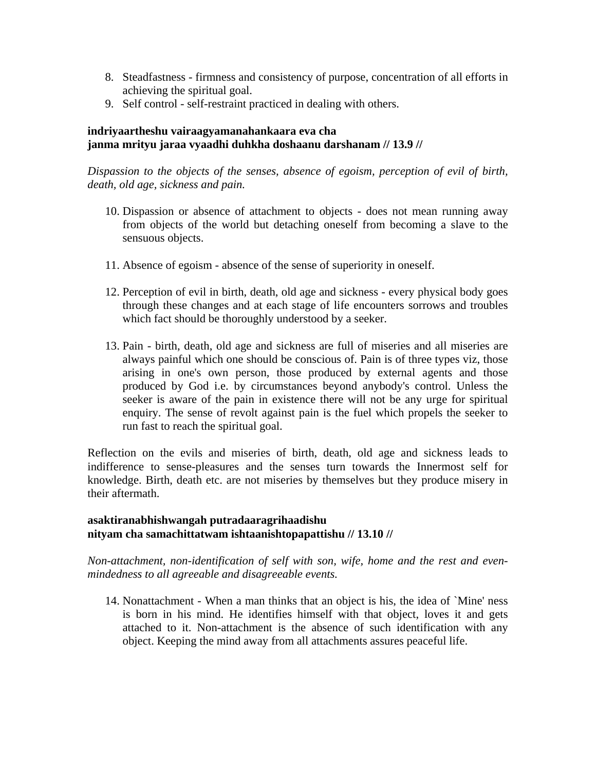8. Steadfastness - firmness and consistency of purpose, concentration of all efforts in achieving the spiritual goal.
9. Self control - self-restraint practiced in dealing with others.

**indriyaartheshu vairaagyamanahankaara eva cha**
**janma mrityu jaraa vyaadhi duhkha doshaanu darshanam // 13.9 //**

*Dispassion to the objects of the senses, absence of egoism, perception of evil of birth, death, old age, sickness and pain.*

10. Dispassion or absence of attachment to objects - does not mean running away from objects of the world but detaching oneself from becoming a slave to the sensuous objects.

11. Absence of egoism - absence of the sense of superiority in oneself.

12. Perception of evil in birth, death, old age and sickness - every physical body goes through these changes and at each stage of life encounters sorrows and troubles which fact should be thoroughly understood by a seeker.

13. Pain - birth, death, old age and sickness are full of miseries and all miseries are always painful which one should be conscious of. Pain is of three types viz, those arising in one's own person, those produced by external agents and those produced by God i.e. by circumstances beyond anybody's control. Unless the seeker is aware of the pain in existence there will not be any urge for spiritual enquiry. The sense of revolt against pain is the fuel which propels the seeker to run fast to reach the spiritual goal.

Reflection on the evils and miseries of birth, death, old age and sickness leads to indifference to sense-pleasures and the senses turn towards the Innermost self for knowledge. Birth, death etc. are not miseries by themselves but they produce misery in their aftermath.

**asaktiranabhishwangah putradaaragrihaadishu**
**nityam cha samachittatwam ishtaanishtopapattishu // 13.10 //**

*Non-attachment, non-identification of self with son, wife, home and the rest and even-mindedness to all agreeable and disagreeable events.*

14. Nonattachment - When a man thinks that an object is his, the idea of `Mine' ness is born in his mind. He identifies himself with that object, loves it and gets attached to it. Non-attachment is the absence of such identification with any object. Keeping the mind away from all attachments assures peaceful life.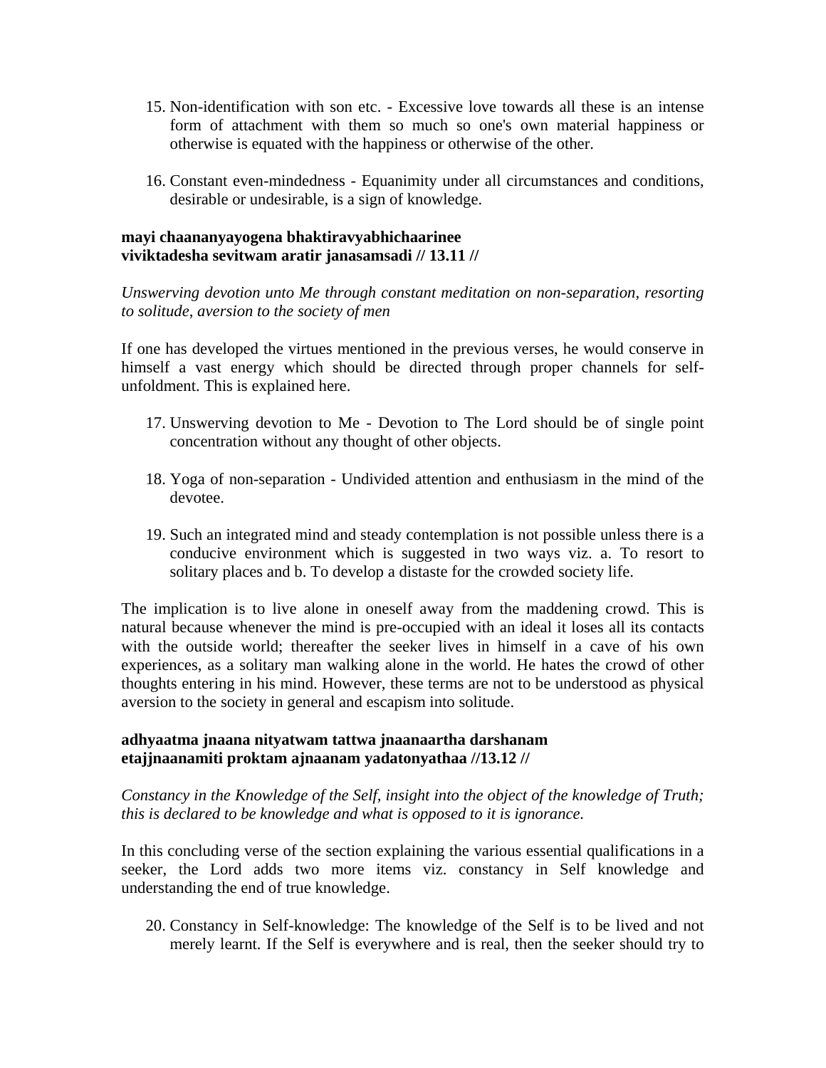15. Non-identification with son etc. - Excessive love towards all these is an intense form of attachment with them so much so one's own material happiness or otherwise is equated with the happiness or otherwise of the other.

16. Constant even-mindedness - Equanimity under all circumstances and conditions, desirable or undesirable, is a sign of knowledge.

**mayi chaananyayogena bhaktiravyabhichaarinee**
**viviktadesha sevitwam aratir janasamsadi // 13.11 //**

*Unswerving devotion unto Me through constant meditation on non-separation, resorting to solitude, aversion to the society of men*

If one has developed the virtues mentioned in the previous verses, he would conserve in himself a vast energy which should be directed through proper channels for self-unfoldment. This is explained here.

17. Unswerving devotion to Me - Devotion to The Lord should be of single point concentration without any thought of other objects.

18. Yoga of non-separation - Undivided attention and enthusiasm in the mind of the devotee.

19. Such an integrated mind and steady contemplation is not possible unless there is a conducive environment which is suggested in two ways viz. a. To resort to solitary places and b. To develop a distaste for the crowded society life.

The implication is to live alone in oneself away from the maddening crowd. This is natural because whenever the mind is pre-occupied with an ideal it loses all its contacts with the outside world; thereafter the seeker lives in himself in a cave of his own experiences, as a solitary man walking alone in the world. He hates the crowd of other thoughts entering in his mind. However, these terms are not to be understood as physical aversion to the society in general and escapism into solitude.

**adhyaatma jnaana nityatwam tattwa jnaanaartha darshanam**
**etajjnaanamiti proktam ajnaanam yadatonyathaa //13.12 //**

*Constancy in the Knowledge of the Self, insight into the object of the knowledge of Truth; this is declared to be knowledge and what is opposed to it is ignorance.*

In this concluding verse of the section explaining the various essential qualifications in a seeker, the Lord adds two more items viz. constancy in Self knowledge and understanding the end of true knowledge.

20. Constancy in Self-knowledge: The knowledge of the Self is to be lived and not merely learnt. If the Self is everywhere and is real, then the seeker should try to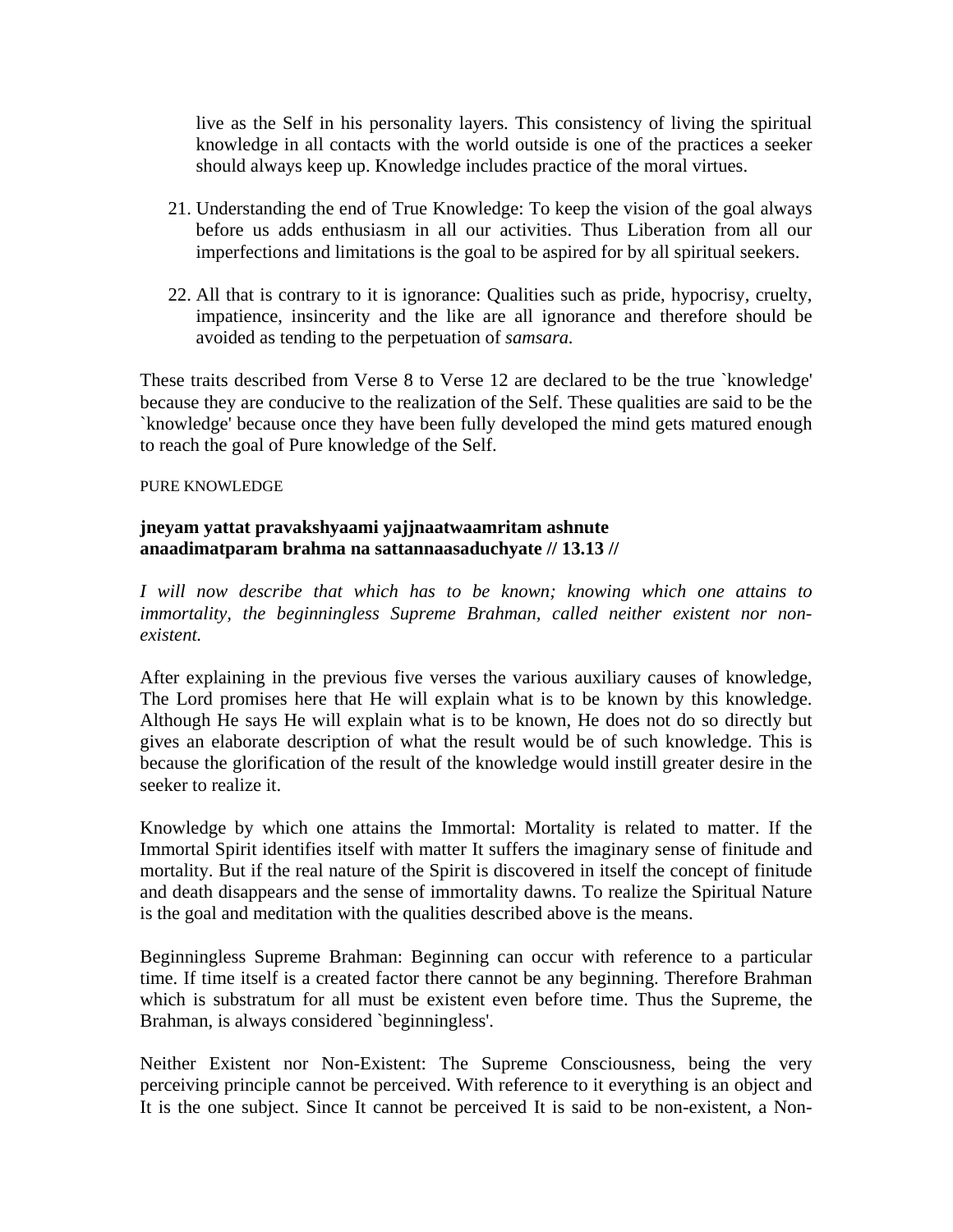live as the Self in his personality layers. This consistency of living the spiritual knowledge in all contacts with the world outside is one of the practices a seeker should always keep up. Knowledge includes practice of the moral virtues.

21. Understanding the end of True Knowledge: To keep the vision of the goal always before us adds enthusiasm in all our activities. Thus Liberation from all our imperfections and limitations is the goal to be aspired for by all spiritual seekers.

22. All that is contrary to it is ignorance: Qualities such as pride, hypocrisy, cruelty, impatience, insincerity and the like are all ignorance and therefore should be avoided as tending to the perpetuation of *samsara*.

These traits described from Verse 8 to Verse 12 are declared to be the true `knowledge' because they are conducive to the realization of the Self. These qualities are said to be the `knowledge' because once they have been fully developed the mind gets matured enough to reach the goal of Pure knowledge of the Self.

PURE KNOWLEDGE

**jneyam yattat pravakshyaami yajjnaatwaamritam ashnute**
**anaadimatparam brahma na sattannaasaduchyate // 13.13 //**

*I will now describe that which has to be known; knowing which one attains to immortality, the beginningless Supreme Brahman, called neither existent nor non-existent.*

After explaining in the previous five verses the various auxiliary causes of knowledge, The Lord promises here that He will explain what is to be known by this knowledge. Although He says He will explain what is to be known, He does not do so directly but gives an elaborate description of what the result would be of such knowledge. This is because the glorification of the result of the knowledge would instill greater desire in the seeker to realize it.

Knowledge by which one attains the Immortal: Mortality is related to matter. If the Immortal Spirit identifies itself with matter It suffers the imaginary sense of finitude and mortality. But if the real nature of the Spirit is discovered in itself the concept of finitude and death disappears and the sense of immortality dawns. To realize the Spiritual Nature is the goal and meditation with the qualities described above is the means.

Beginningless Supreme Brahman: Beginning can occur with reference to a particular time. If time itself is a created factor there cannot be any beginning. Therefore Brahman which is substratum for all must be existent even before time. Thus the Supreme, the Brahman, is always considered `beginningless'.

Neither Existent nor Non-Existent: The Supreme Consciousness, being the very perceiving principle cannot be perceived. With reference to it everything is an object and It is the one subject. Since It cannot be perceived It is said to be non-existent, a Non-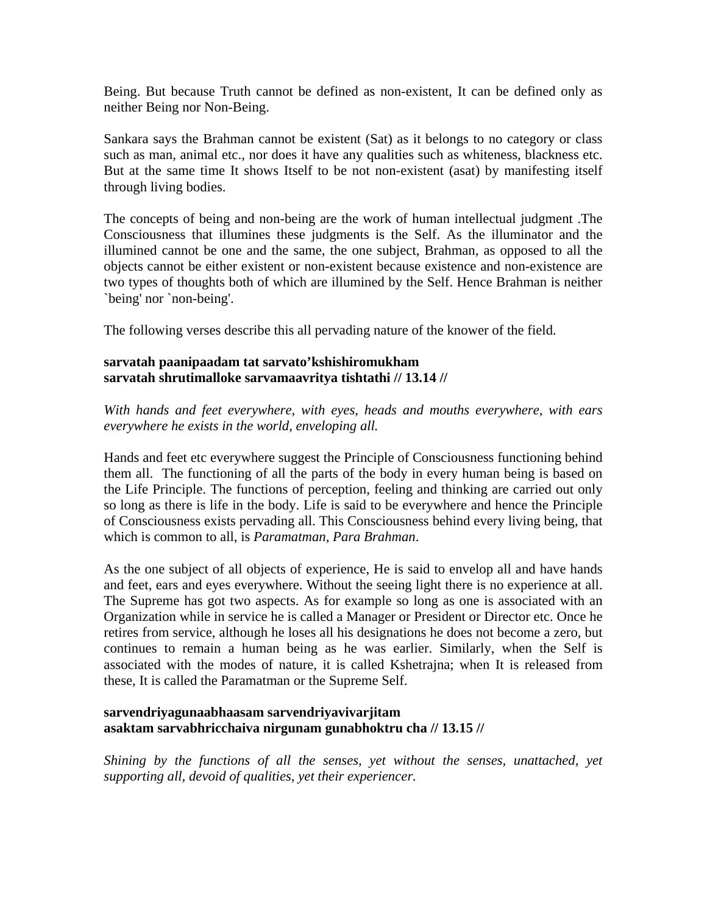Being. But because Truth cannot be defined as non-existent, It can be defined only as neither Being nor Non-Being.

Sankara says the Brahman cannot be existent (Sat) as it belongs to no category or class such as man, animal etc., nor does it have any qualities such as whiteness, blackness etc. But at the same time It shows Itself to be not non-existent (asat) by manifesting itself through living bodies.

The concepts of being and non-being are the work of human intellectual judgment .The Consciousness that illumines these judgments is the Self. As the illuminator and the illumined cannot be one and the same, the one subject, Brahman, as opposed to all the objects cannot be either existent or non-existent because existence and non-existence are two types of thoughts both of which are illumined by the Self. Hence Brahman is neither `being' nor `non-being'.

The following verses describe this all pervading nature of the knower of the field.

**sarvatah paanipaadam tat sarvato'kshishiromukham**
**sarvatah shrutimalloke sarvamaavritya tishtathi // 13.14 //**

*With hands and feet everywhere, with eyes, heads and mouths everywhere, with ears everywhere he exists in the world, enveloping all.*

Hands and feet etc everywhere suggest the Principle of Consciousness functioning behind them all. The functioning of all the parts of the body in every human being is based on the Life Principle. The functions of perception, feeling and thinking are carried out only so long as there is life in the body. Life is said to be everywhere and hence the Principle of Consciousness exists pervading all. This Consciousness behind every living being, that which is common to all, is *Paramatman, Para Brahman*.

As the one subject of all objects of experience, He is said to envelop all and have hands and feet, ears and eyes everywhere. Without the seeing light there is no experience at all. The Supreme has got two aspects. As for example so long as one is associated with an Organization while in service he is called a Manager or President or Director etc. Once he retires from service, although he loses all his designations he does not become a zero, but continues to remain a human being as he was earlier. Similarly, when the Self is associated with the modes of nature, it is called Kshetrajna; when It is released from these, It is called the Paramatman or the Supreme Self.

**sarvendriyagunaabhaasam sarvendriyavivarjitam**
**asaktam sarvabhricchaiva nirgunam gunabhoktru cha // 13.15 //**

*Shining by the functions of all the senses, yet without the senses, unattached, yet supporting all, devoid of qualities, yet their experiencer.*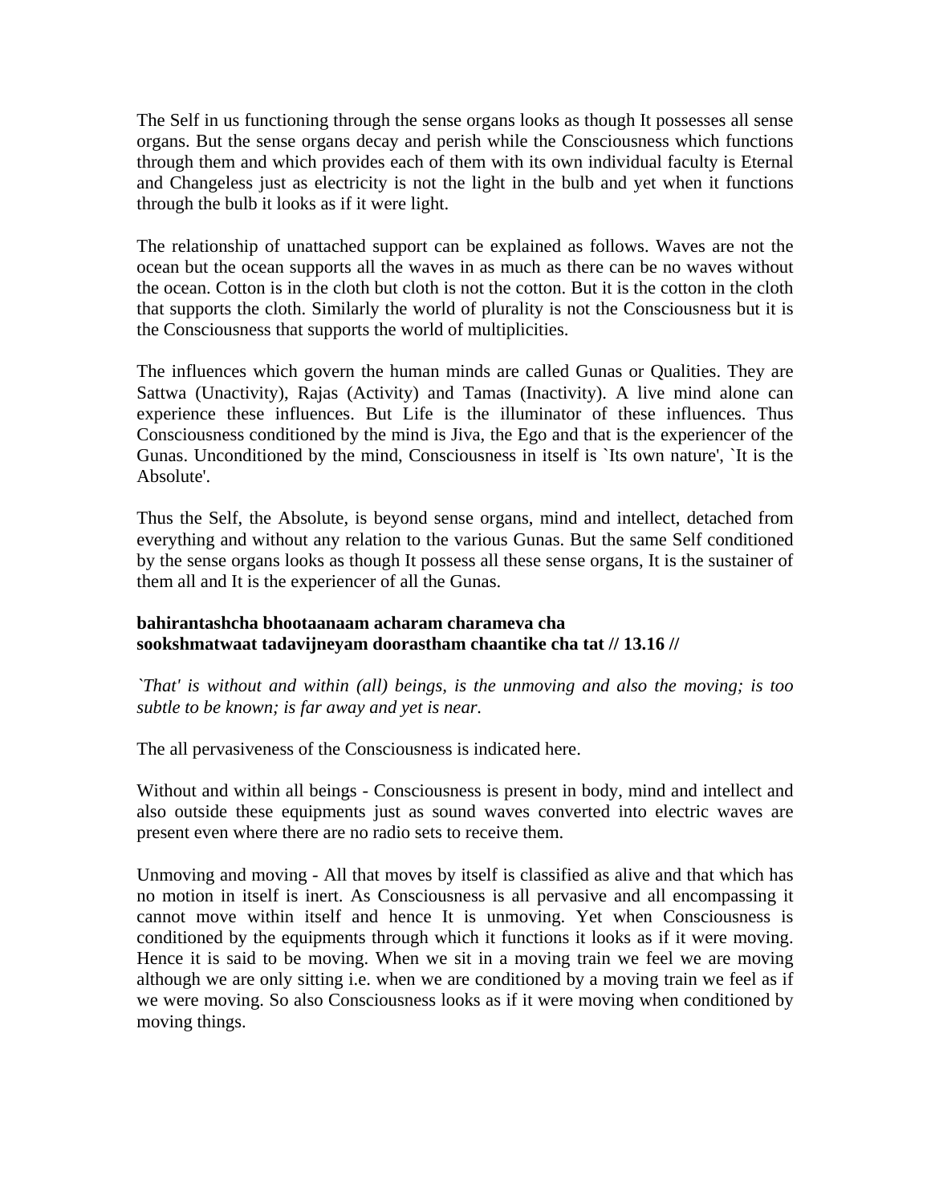The Self in us functioning through the sense organs looks as though It possesses all sense organs. But the sense organs decay and perish while the Consciousness which functions through them and which provides each of them with its own individual faculty is Eternal and Changeless just as electricity is not the light in the bulb and yet when it functions through the bulb it looks as if it were light.

The relationship of unattached support can be explained as follows. Waves are not the ocean but the ocean supports all the waves in as much as there can be no waves without the ocean. Cotton is in the cloth but cloth is not the cotton. But it is the cotton in the cloth that supports the cloth. Similarly the world of plurality is not the Consciousness but it is the Consciousness that supports the world of multiplicities.

The influences which govern the human minds are called Gunas or Qualities. They are Sattwa (Unactivity), Rajas (Activity) and Tamas (Inactivity). A live mind alone can experience these influences. But Life is the illuminator of these influences. Thus Consciousness conditioned by the mind is Jiva, the Ego and that is the experiencer of the Gunas. Unconditioned by the mind, Consciousness in itself is `Its own nature', `It is the Absolute'.

Thus the Self, the Absolute, is beyond sense organs, mind and intellect, detached from everything and without any relation to the various Gunas. But the same Self conditioned by the sense organs looks as though It possess all these sense organs, It is the sustainer of them all and It is the experiencer of all the Gunas.

**bahirantashcha bhootaanaam acharam charameva cha**
**sookshmatwaat tadavijneyam doorastham chaantike cha tat // 13.16 //**

*`That' is without and within (all) beings, is the unmoving and also the moving; is too subtle to be known; is far away and yet is near.*

The all pervasiveness of the Consciousness is indicated here.

Without and within all beings - Consciousness is present in body, mind and intellect and also outside these equipments just as sound waves converted into electric waves are present even where there are no radio sets to receive them.

Unmoving and moving - All that moves by itself is classified as alive and that which has no motion in itself is inert. As Consciousness is all pervasive and all encompassing it cannot move within itself and hence It is unmoving. Yet when Consciousness is conditioned by the equipments through which it functions it looks as if it were moving. Hence it is said to be moving. When we sit in a moving train we feel we are moving although we are only sitting i.e. when we are conditioned by a moving train we feel as if we were moving. So also Consciousness looks as if it were moving when conditioned by moving things.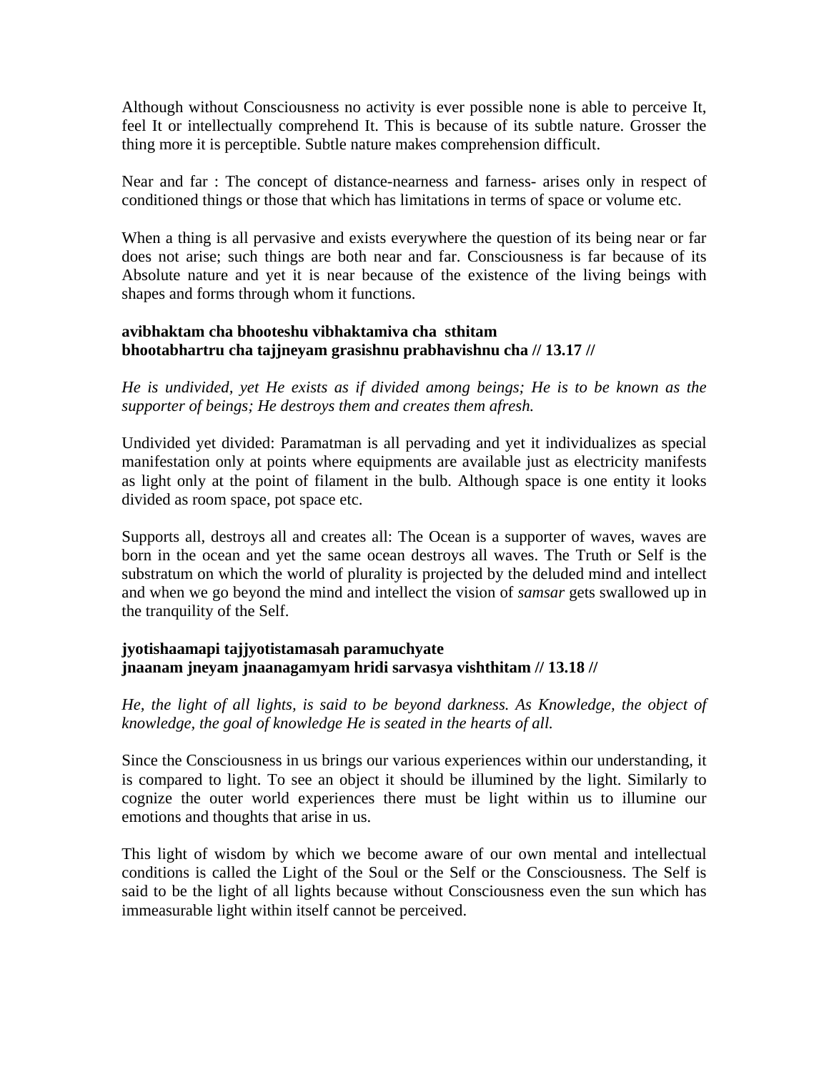Although without Consciousness no activity is ever possible none is able to perceive It, feel It or intellectually comprehend It. This is because of its subtle nature. Grosser the thing more it is perceptible. Subtle nature makes comprehension difficult.

Near and far : The concept of distance-nearness and farness- arises only in respect of conditioned things or those that which has limitations in terms of space or volume etc.

When a thing is all pervasive and exists everywhere the question of its being near or far does not arise; such things are both near and far. Consciousness is far because of its Absolute nature and yet it is near because of the existence of the living beings with shapes and forms through whom it functions.

**avibhaktam cha bhooteshu vibhaktamiva cha sthitam**
**bhootabhartru cha tajjneyam grasishnu prabhavishnu cha // 13.17 //**

*He is undivided, yet He exists as if divided among beings; He is to be known as the supporter of beings; He destroys them and creates them afresh.*

Undivided yet divided: Paramatman is all pervading and yet it individualizes as special manifestation only at points where equipments are available just as electricity manifests as light only at the point of filament in the bulb. Although space is one entity it looks divided as room space, pot space etc.

Supports all, destroys all and creates all: The Ocean is a supporter of waves, waves are born in the ocean and yet the same ocean destroys all waves. The Truth or Self is the substratum on which the world of plurality is projected by the deluded mind and intellect and when we go beyond the mind and intellect the vision of *samsar* gets swallowed up in the tranquility of the Self.

**jyotishaamapi tajjyotistamasah paramuchyate**
**jnaanam jneyam jnaanagamyam hridi sarvasya vishthitam // 13.18 //**

*He, the light of all lights, is said to be beyond darkness. As Knowledge, the object of knowledge, the goal of knowledge He is seated in the hearts of all.*

Since the Consciousness in us brings our various experiences within our understanding, it is compared to light. To see an object it should be illumined by the light. Similarly to cognize the outer world experiences there must be light within us to illumine our emotions and thoughts that arise in us.

This light of wisdom by which we become aware of our own mental and intellectual conditions is called the Light of the Soul or the Self or the Consciousness. The Self is said to be the light of all lights because without Consciousness even the sun which has immeasurable light within itself cannot be perceived.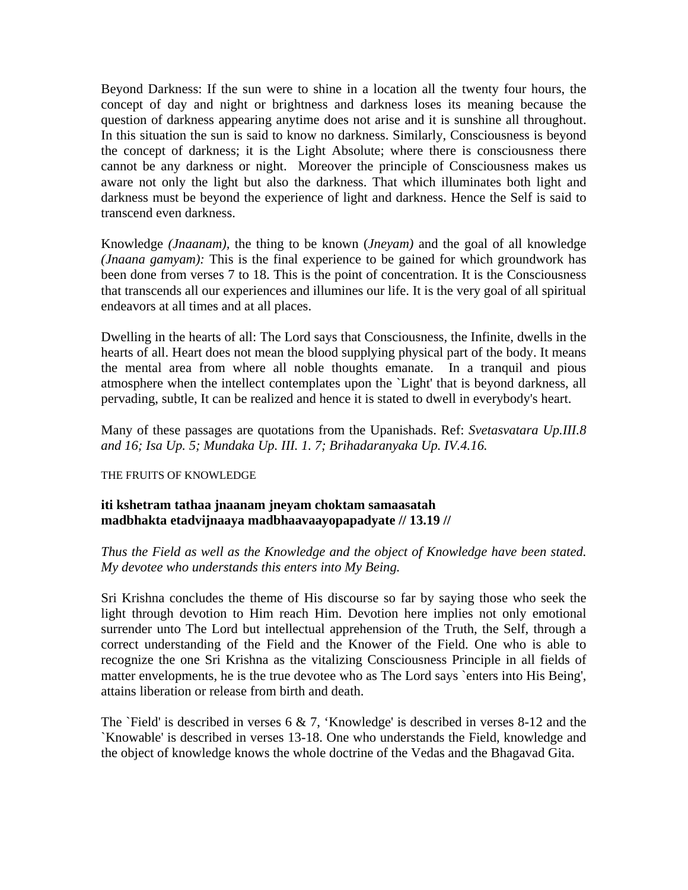Beyond Darkness: If the sun were to shine in a location all the twenty four hours, the concept of day and night or brightness and darkness loses its meaning because the question of darkness appearing anytime does not arise and it is sunshine all throughout. In this situation the sun is said to know no darkness. Similarly, Consciousness is beyond the concept of darkness; it is the Light Absolute; where there is consciousness there cannot be any darkness or night. Moreover the principle of Consciousness makes us aware not only the light but also the darkness. That which illuminates both light and darkness must be beyond the experience of light and darkness. Hence the Self is said to transcend even darkness.

Knowledge *(Jnaanam),* the thing to be known (*Jneyam)* and the goal of all knowledge *(Jnaana gamyam):* This is the final experience to be gained for which groundwork has been done from verses 7 to 18. This is the point of concentration. It is the Consciousness that transcends all our experiences and illumines our life. It is the very goal of all spiritual endeavors at all times and at all places.

Dwelling in the hearts of all: The Lord says that Consciousness, the Infinite, dwells in the hearts of all. Heart does not mean the blood supplying physical part of the body. It means the mental area from where all noble thoughts emanate. In a tranquil and pious atmosphere when the intellect contemplates upon the `Light' that is beyond darkness, all pervading, subtle, It can be realized and hence it is stated to dwell in everybody's heart.

Many of these passages are quotations from the Upanishads. Ref: *Svetasvatara Up.III.8 and 16; Isa Up. 5; Mundaka Up. III. 1. 7; Brihadaranyaka Up. IV.4.16.*

THE FRUITS OF KNOWLEDGE

**iti kshetram tathaa jnaanam jneyam choktam samaasatah**
**madbhakta etadvijnaaya madbhaavaayopapadyate // 13.19 //**

*Thus the Field as well as the Knowledge and the object of Knowledge have been stated. My devotee who understands this enters into My Being.*

Sri Krishna concludes the theme of His discourse so far by saying those who seek the light through devotion to Him reach Him. Devotion here implies not only emotional surrender unto The Lord but intellectual apprehension of the Truth, the Self, through a correct understanding of the Field and the Knower of the Field. One who is able to recognize the one Sri Krishna as the vitalizing Consciousness Principle in all fields of matter envelopments, he is the true devotee who as The Lord says `enters into His Being', attains liberation or release from birth and death.

The `Field' is described in verses 6 & 7, 'Knowledge' is described in verses 8-12 and the `Knowable' is described in verses 13-18. One who understands the Field, knowledge and the object of knowledge knows the whole doctrine of the Vedas and the Bhagavad Gita.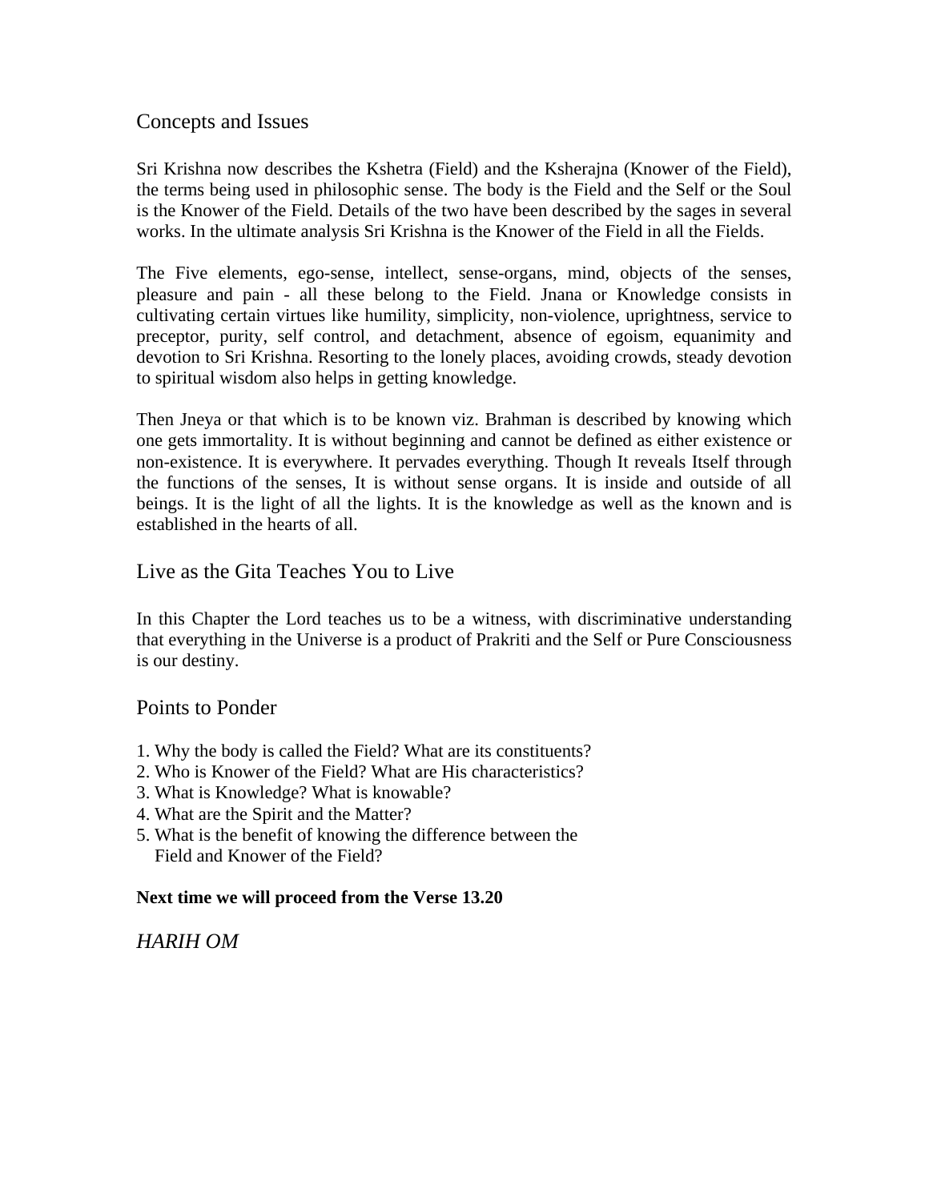## Concepts and Issues

Sri Krishna now describes the Kshetra (Field) and the Ksherajna (Knower of the Field), the terms being used in philosophic sense. The body is the Field and the Self or the Soul is the Knower of the Field. Details of the two have been described by the sages in several works. In the ultimate analysis Sri Krishna is the Knower of the Field in all the Fields.

The Five elements, ego-sense, intellect, sense-organs, mind, objects of the senses, pleasure and pain - all these belong to the Field. Jnana or Knowledge consists in cultivating certain virtues like humility, simplicity, non-violence, uprightness, service to preceptor, purity, self control, and detachment, absence of egoism, equanimity and devotion to Sri Krishna. Resorting to the lonely places, avoiding crowds, steady devotion to spiritual wisdom also helps in getting knowledge.

Then Jneya or that which is to be known viz. Brahman is described by knowing which one gets immortality. It is without beginning and cannot be defined as either existence or non-existence. It is everywhere. It pervades everything. Though It reveals Itself through the functions of the senses, It is without sense organs. It is inside and outside of all beings. It is the light of all the lights. It is the knowledge as well as the known and is established in the hearts of all.

## Live as the Gita Teaches You to Live

In this Chapter the Lord teaches us to be a witness, with discriminative understanding that everything in the Universe is a product of Prakriti and the Self or Pure Consciousness is our destiny.

## Points to Ponder

1. Why the body is called the Field? What are its constituents?
2. Who is Knower of the Field? What are His characteristics?
3. What is Knowledge? What is knowable?
4. What are the Spirit and the Matter?
5. What is the benefit of knowing the difference between the Field and Knower of the Field?

**Next time we will proceed from the Verse 13.20**

*HARIH OM*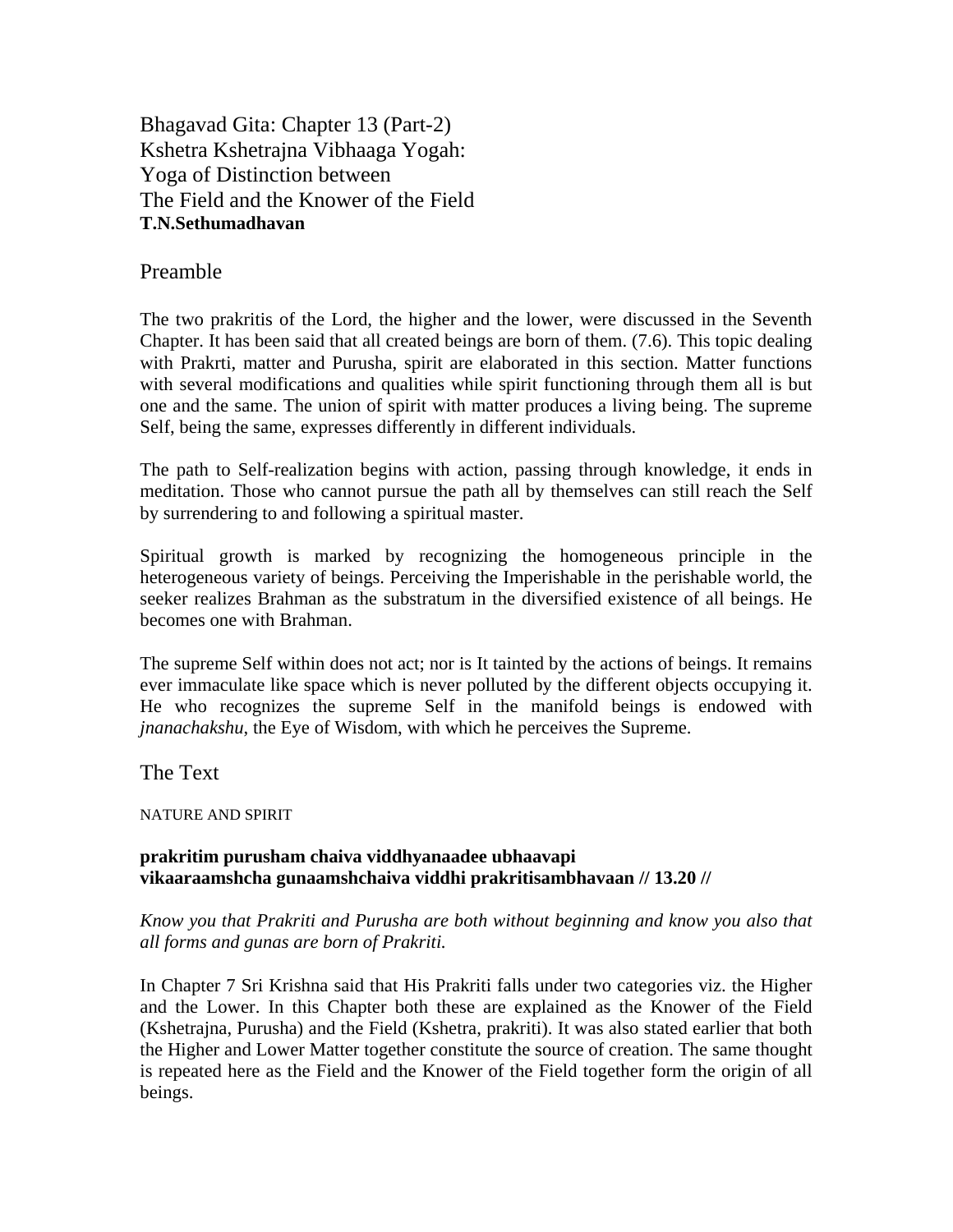# Bhagavad Gita: Chapter 13 (Part-2)
# Kshetra Kshetrajna Vibhaaga Yogah:
# Yoga of Distinction between
# The Field and the Knower of the Field

**T.N.Sethumadhavan**

## Preamble

The two prakritis of the Lord, the higher and the lower, were discussed in the Seventh Chapter. It has been said that all created beings are born of them. (7.6). This topic dealing with Prakrti, matter and Purusha, spirit are elaborated in this section. Matter functions with several modifications and qualities while spirit functioning through them all is but one and the same. The union of spirit with matter produces a living being. The supreme Self, being the same, expresses differently in different individuals.

The path to Self-realization begins with action, passing through knowledge, it ends in meditation. Those who cannot pursue the path all by themselves can still reach the Self by surrendering to and following a spiritual master.

Spiritual growth is marked by recognizing the homogeneous principle in the heterogeneous variety of beings. Perceiving the Imperishable in the perishable world, the seeker realizes Brahman as the substratum in the diversified existence of all beings. He becomes one with Brahman.

The supreme Self within does not act; nor is It tainted by the actions of beings. It remains ever immaculate like space which is never polluted by the different objects occupying it. He who recognizes the supreme Self in the manifold beings is endowed with *jnanachakshu*, the Eye of Wisdom, with which he perceives the Supreme.

## The Text

NATURE AND SPIRIT

**prakritim purusham chaiva viddhyanaadee ubhaavapi**
**vikaaraamshcha gunaamshchaiva viddhi prakritisambhavaan // 13.20 //**

*Know you that Prakriti and Purusha are both without beginning and know you also that all forms and gunas are born of Prakriti.*

In Chapter 7 Sri Krishna said that His Prakriti falls under two categories viz. the Higher and the Lower. In this Chapter both these are explained as the Knower of the Field (Kshetrajna, Purusha) and the Field (Kshetra, prakriti). It was also stated earlier that both the Higher and Lower Matter together constitute the source of creation. The same thought is repeated here as the Field and the Knower of the Field together form the origin of all beings.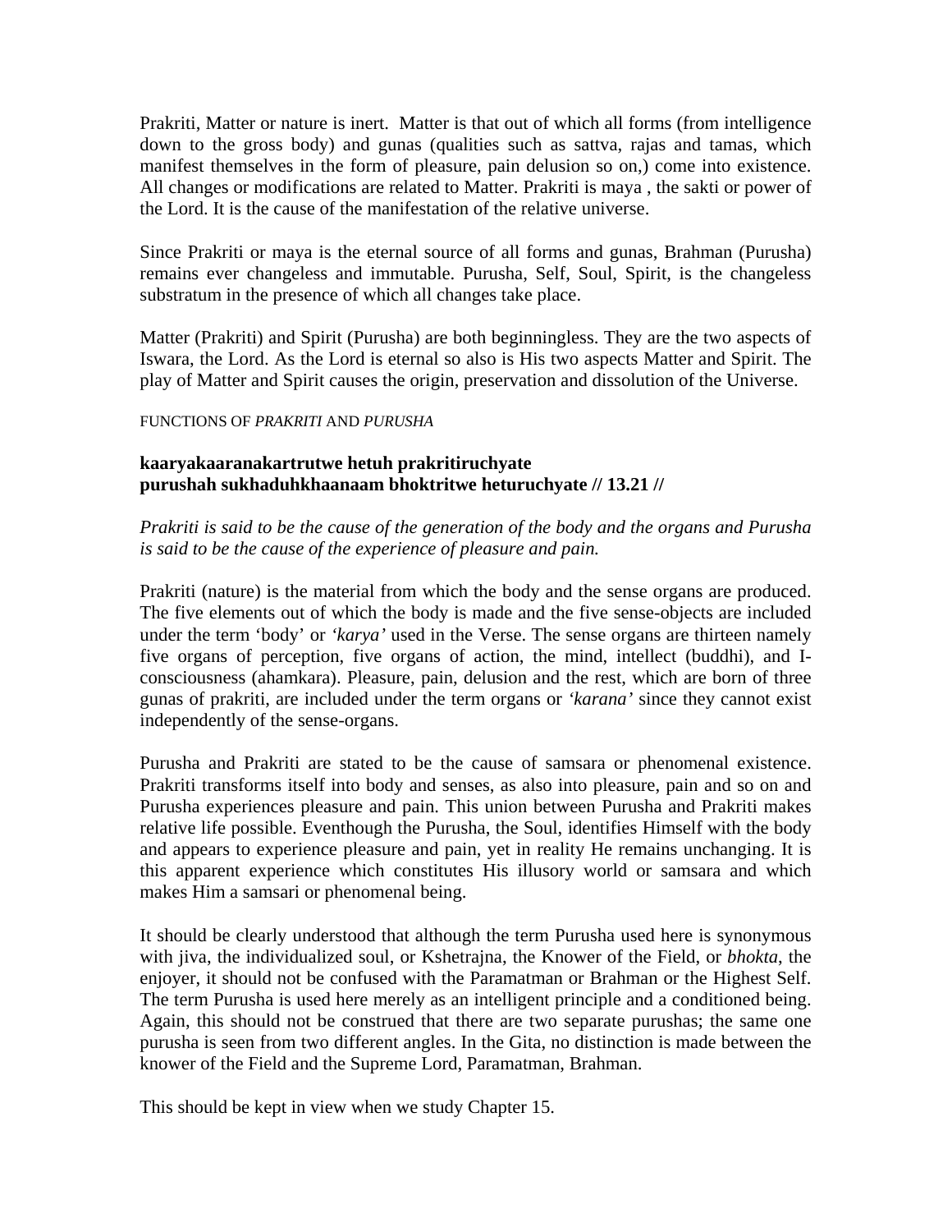Prakriti, Matter or nature is inert. Matter is that out of which all forms (from intelligence down to the gross body) and gunas (qualities such as sattva, rajas and tamas, which manifest themselves in the form of pleasure, pain delusion so on,) come into existence. All changes or modifications are related to Matter. Prakriti is maya , the sakti or power of the Lord. It is the cause of the manifestation of the relative universe.

Since Prakriti or maya is the eternal source of all forms and gunas, Brahman (Purusha) remains ever changeless and immutable. Purusha, Self, Soul, Spirit, is the changeless substratum in the presence of which all changes take place.

Matter (Prakriti) and Spirit (Purusha) are both beginningless. They are the two aspects of Iswara, the Lord. As the Lord is eternal so also is His two aspects Matter and Spirit. The play of Matter and Spirit causes the origin, preservation and dissolution of the Universe.

FUNCTIONS OF *PRAKRITI* AND *PURUSHA*

**kaaryakaaranakartrutwe hetuh prakritiruchyate**
**purushah sukhaduhkhaanaam bhoktritwe heturuchyate // 13.21 //**

*Prakriti is said to be the cause of the generation of the body and the organs and Purusha is said to be the cause of the experience of pleasure and pain.*

Prakriti (nature) is the material from which the body and the sense organs are produced. The five elements out of which the body is made and the five sense-objects are included under the term 'body' or *'karya'* used in the Verse. The sense organs are thirteen namely five organs of perception, five organs of action, the mind, intellect (buddhi), and I-consciousness (ahamkara). Pleasure, pain, delusion and the rest, which are born of three gunas of prakriti, are included under the term organs or *'karana'* since they cannot exist independently of the sense-organs.

Purusha and Prakriti are stated to be the cause of samsara or phenomenal existence. Prakriti transforms itself into body and senses, as also into pleasure, pain and so on and Purusha experiences pleasure and pain. This union between Purusha and Prakriti makes relative life possible. Eventhough the Purusha, the Soul, identifies Himself with the body and appears to experience pleasure and pain, yet in reality He remains unchanging. It is this apparent experience which constitutes His illusory world or samsara and which makes Him a samsari or phenomenal being.

It should be clearly understood that although the term Purusha used here is synonymous with jiva, the individualized soul, or Kshetrajna, the Knower of the Field, or *bhokta*, the enjoyer, it should not be confused with the Paramatman or Brahman or the Highest Self. The term Purusha is used here merely as an intelligent principle and a conditioned being. Again, this should not be construed that there are two separate purushas; the same one purusha is seen from two different angles. In the Gita, no distinction is made between the knower of the Field and the Supreme Lord, Paramatman, Brahman.

This should be kept in view when we study Chapter 15.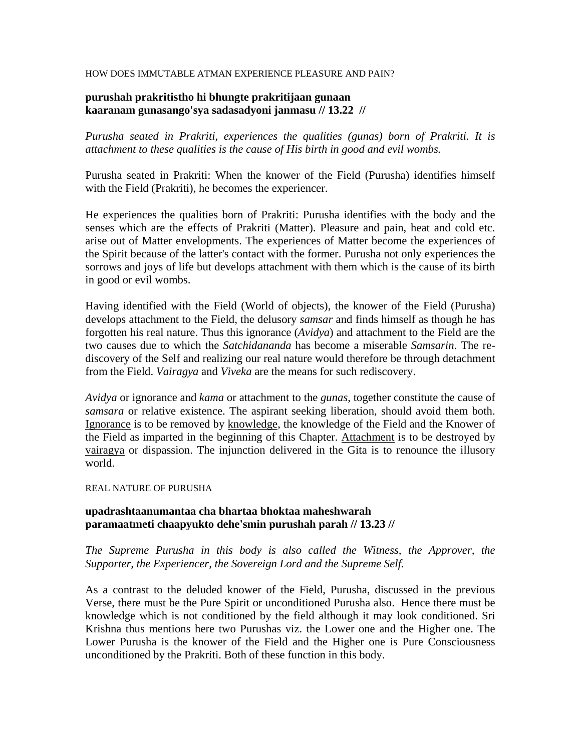HOW DOES IMMUTABLE ATMAN EXPERIENCE PLEASURE AND PAIN?

**purushah prakritistho hi bhungte prakritijaan gunaan**
**kaaranam gunasango'sya sadasadyoni janmasu // 13.22 //**

*Purusha seated in Prakriti, experiences the qualities (gunas) born of Prakriti. It is attachment to these qualities is the cause of His birth in good and evil wombs.*

Purusha seated in Prakriti: When the knower of the Field (Purusha) identifies himself with the Field (Prakriti), he becomes the experiencer.

He experiences the qualities born of Prakriti: Purusha identifies with the body and the senses which are the effects of Prakriti (Matter). Pleasure and pain, heat and cold etc. arise out of Matter envelopments. The experiences of Matter become the experiences of the Spirit because of the latter's contact with the former. Purusha not only experiences the sorrows and joys of life but develops attachment with them which is the cause of its birth in good or evil wombs.

Having identified with the Field (World of objects), the knower of the Field (Purusha) develops attachment to the Field, the delusory *samsar* and finds himself as though he has forgotten his real nature. Thus this ignorance (*Avidya*) and attachment to the Field are the two causes due to which the *Satchidananda* has become a miserable *Samsarin*. The re-discovery of the Self and realizing our real nature would therefore be through detachment from the Field. *Vairagya* and *Viveka* are the means for such rediscovery.

*Avidya* or ignorance and *kama* or attachment to the *gunas*, together constitute the cause of *samsara* or relative existence. The aspirant seeking liberation, should avoid them both. Ignorance is to be removed by knowledge, the knowledge of the Field and the Knower of the Field as imparted in the beginning of this Chapter. Attachment is to be destroyed by vairagya or dispassion. The injunction delivered in the Gita is to renounce the illusory world.

REAL NATURE OF PURUSHA

**upadrashtaanumantaa cha bhartaa bhoktaa maheshwarah**
**paramaatmeti chaapyukto dehe'smin purushah parah // 13.23 //**

*The Supreme Purusha in this body is also called the Witness, the Approver, the Supporter, the Experiencer, the Sovereign Lord and the Supreme Self.*

As a contrast to the deluded knower of the Field, Purusha, discussed in the previous Verse, there must be the Pure Spirit or unconditioned Purusha also. Hence there must be knowledge which is not conditioned by the field although it may look conditioned. Sri Krishna thus mentions here two Purushas viz. the Lower one and the Higher one. The Lower Purusha is the knower of the Field and the Higher one is Pure Consciousness unconditioned by the Prakriti. Both of these function in this body.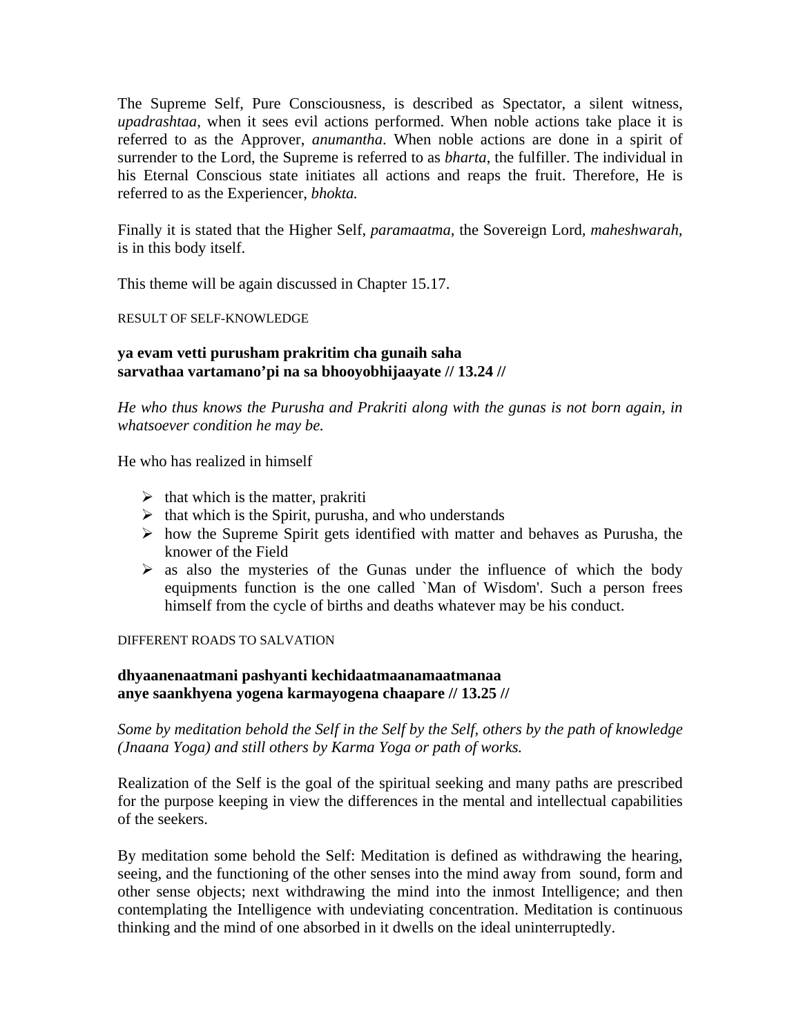The Supreme Self, Pure Consciousness, is described as Spectator, a silent witness, *upadrashtaa,* when it sees evil actions performed. When noble actions take place it is referred to as the Approver, *anumantha*. When noble actions are done in a spirit of surrender to the Lord, the Supreme is referred to as *bharta*, the fulfiller. The individual in his Eternal Conscious state initiates all actions and reaps the fruit. Therefore, He is referred to as the Experiencer, *bhokta.*

Finally it is stated that the Higher Self, *paramaatma,* the Sovereign Lord, *maheshwarah,* is in this body itself.

This theme will be again discussed in Chapter 15.17.

RESULT OF SELF-KNOWLEDGE

**ya evam vetti purusham prakritim cha gunaih saha**
**sarvathaa vartamano'pi na sa bhooyobhijaayate // 13.24 //**

*He who thus knows the Purusha and Prakriti along with the gunas is not born again, in whatsoever condition he may be.*

He who has realized in himself

- that which is the matter, prakriti
- that which is the Spirit, purusha, and who understands
- how the Supreme Spirit gets identified with matter and behaves as Purusha, the knower of the Field
- as also the mysteries of the Gunas under the influence of which the body equipments function is the one called `Man of Wisdom'. Such a person frees himself from the cycle of births and deaths whatever may be his conduct.

DIFFERENT ROADS TO SALVATION

**dhyaanenaatmani pashyanti kechidaatmaanamaatmanaa**
**anye saankhyena yogena karmayogena chaapare // 13.25 //**

*Some by meditation behold the Self in the Self by the Self, others by the path of knowledge (Jnaana Yoga) and still others by Karma Yoga or path of works.*

Realization of the Self is the goal of the spiritual seeking and many paths are prescribed for the purpose keeping in view the differences in the mental and intellectual capabilities of the seekers.

By meditation some behold the Self: Meditation is defined as withdrawing the hearing, seeing, and the functioning of the other senses into the mind away from sound, form and other sense objects; next withdrawing the mind into the inmost Intelligence; and then contemplating the Intelligence with undeviating concentration. Meditation is continuous thinking and the mind of one absorbed in it dwells on the ideal uninterruptedly.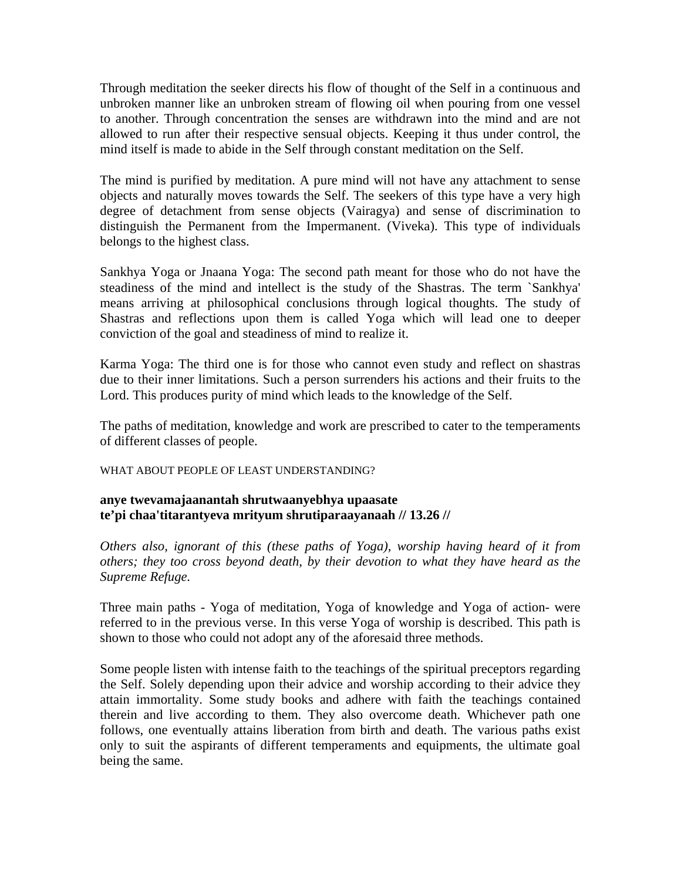Through meditation the seeker directs his flow of thought of the Self in a continuous and unbroken manner like an unbroken stream of flowing oil when pouring from one vessel to another. Through concentration the senses are withdrawn into the mind and are not allowed to run after their respective sensual objects. Keeping it thus under control, the mind itself is made to abide in the Self through constant meditation on the Self.

The mind is purified by meditation. A pure mind will not have any attachment to sense objects and naturally moves towards the Self. The seekers of this type have a very high degree of detachment from sense objects (Vairagya) and sense of discrimination to distinguish the Permanent from the Impermanent. (Viveka). This type of individuals belongs to the highest class.

Sankhya Yoga or Jnaana Yoga: The second path meant for those who do not have the steadiness of the mind and intellect is the study of the Shastras. The term `Sankhya' means arriving at philosophical conclusions through logical thoughts. The study of Shastras and reflections upon them is called Yoga which will lead one to deeper conviction of the goal and steadiness of mind to realize it.

Karma Yoga: The third one is for those who cannot even study and reflect on shastras due to their inner limitations. Such a person surrenders his actions and their fruits to the Lord. This produces purity of mind which leads to the knowledge of the Self.

The paths of meditation, knowledge and work are prescribed to cater to the temperaments of different classes of people.

WHAT ABOUT PEOPLE OF LEAST UNDERSTANDING?

**anye twevamajaanantah shrutwaanyebhya upaasate**
**te'pi chaa'titarantyeva mrityum shrutiparaayanaah // 13.26 //**

*Others also, ignorant of this (these paths of Yoga), worship having heard of it from others; they too cross beyond death, by their devotion to what they have heard as the Supreme Refuge.*

Three main paths - Yoga of meditation, Yoga of knowledge and Yoga of action- were referred to in the previous verse. In this verse Yoga of worship is described. This path is shown to those who could not adopt any of the aforesaid three methods.

Some people listen with intense faith to the teachings of the spiritual preceptors regarding the Self. Solely depending upon their advice and worship according to their advice they attain immortality. Some study books and adhere with faith the teachings contained therein and live according to them. They also overcome death. Whichever path one follows, one eventually attains liberation from birth and death. The various paths exist only to suit the aspirants of different temperaments and equipments, the ultimate goal being the same.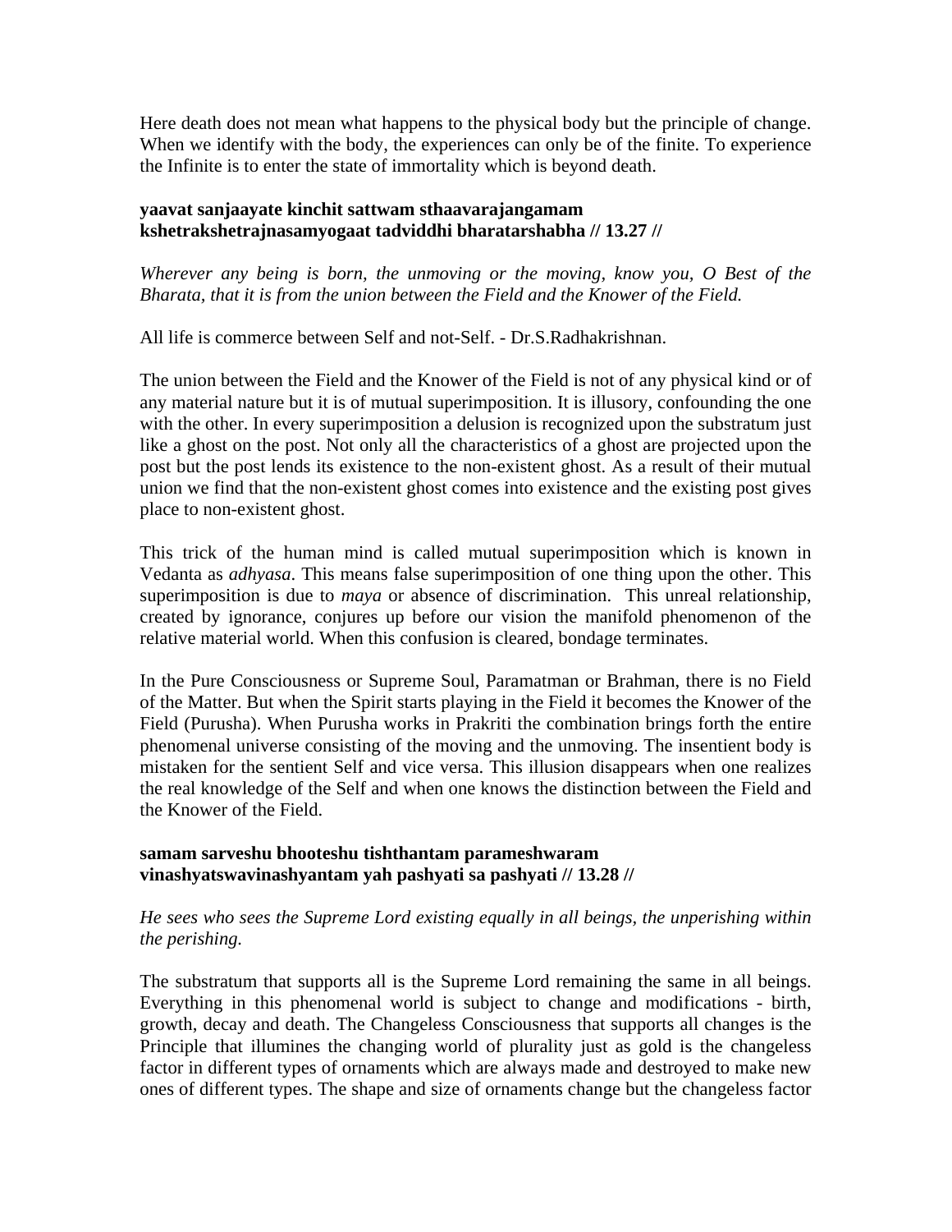Here death does not mean what happens to the physical body but the principle of change. When we identify with the body, the experiences can only be of the finite. To experience the Infinite is to enter the state of immortality which is beyond death.

**yaavat sanjaayate kinchit sattwam sthaavarajangamam**
**kshetrakshetrajnasamyogaat tadviddhi bharatarshabha // 13.27 //**

*Wherever any being is born, the unmoving or the moving, know you, O Best of the Bharata, that it is from the union between the Field and the Knower of the Field.*

All life is commerce between Self and not-Self. - Dr.S.Radhakrishnan.

The union between the Field and the Knower of the Field is not of any physical kind or of any material nature but it is of mutual superimposition. It is illusory, confounding the one with the other. In every superimposition a delusion is recognized upon the substratum just like a ghost on the post. Not only all the characteristics of a ghost are projected upon the post but the post lends its existence to the non-existent ghost. As a result of their mutual union we find that the non-existent ghost comes into existence and the existing post gives place to non-existent ghost.

This trick of the human mind is called mutual superimposition which is known in Vedanta as *adhyasa*. This means false superimposition of one thing upon the other. This superimposition is due to *maya* or absence of discrimination. This unreal relationship, created by ignorance, conjures up before our vision the manifold phenomenon of the relative material world. When this confusion is cleared, bondage terminates.

In the Pure Consciousness or Supreme Soul, Paramatman or Brahman, there is no Field of the Matter. But when the Spirit starts playing in the Field it becomes the Knower of the Field (Purusha). When Purusha works in Prakriti the combination brings forth the entire phenomenal universe consisting of the moving and the unmoving. The insentient body is mistaken for the sentient Self and vice versa. This illusion disappears when one realizes the real knowledge of the Self and when one knows the distinction between the Field and the Knower of the Field.

**samam sarveshu bhooteshu tishthantam parameshwaram**
**vinashyatswavinashyantam yah pashyati sa pashyati // 13.28 //**

*He sees who sees the Supreme Lord existing equally in all beings, the unperishing within the perishing.*

The substratum that supports all is the Supreme Lord remaining the same in all beings. Everything in this phenomenal world is subject to change and modifications - birth, growth, decay and death. The Changeless Consciousness that supports all changes is the Principle that illumines the changing world of plurality just as gold is the changeless factor in different types of ornaments which are always made and destroyed to make new ones of different types. The shape and size of ornaments change but the changeless factor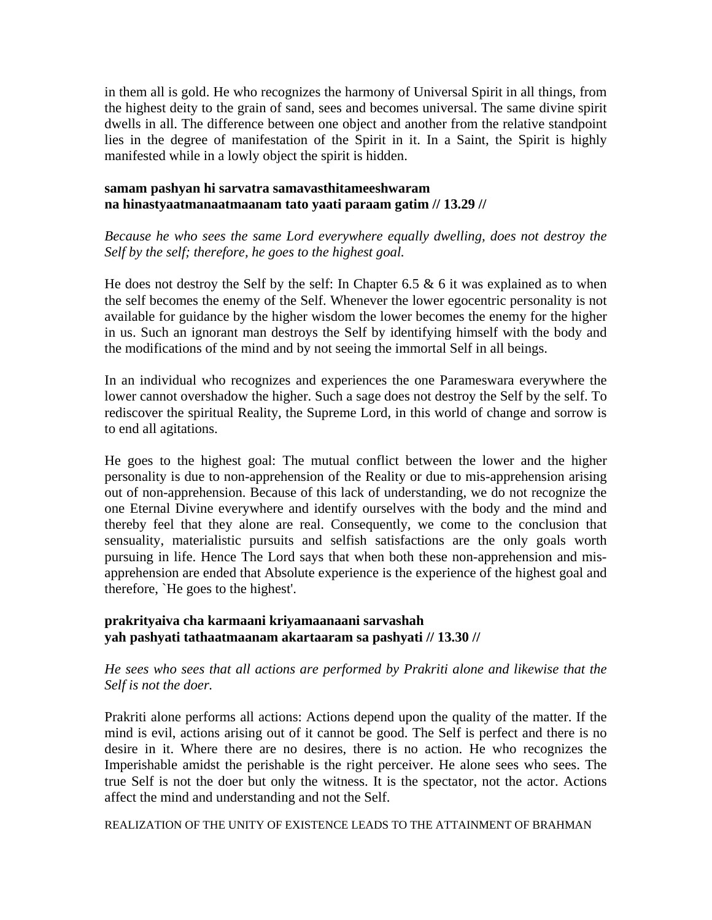in them all is gold. He who recognizes the harmony of Universal Spirit in all things, from the highest deity to the grain of sand, sees and becomes universal. The same divine spirit dwells in all. The difference between one object and another from the relative standpoint lies in the degree of manifestation of the Spirit in it. In a Saint, the Spirit is highly manifested while in a lowly object the spirit is hidden.

**samam pashyan hi sarvatra samavasthitameeshwaram**
**na hinastyaatmanaatmaanam tato yaati paraam gatim // 13.29 //**

*Because he who sees the same Lord everywhere equally dwelling, does not destroy the Self by the self; therefore, he goes to the highest goal.*

He does not destroy the Self by the self: In Chapter 6.5 & 6 it was explained as to when the self becomes the enemy of the Self. Whenever the lower egocentric personality is not available for guidance by the higher wisdom the lower becomes the enemy for the higher in us. Such an ignorant man destroys the Self by identifying himself with the body and the modifications of the mind and by not seeing the immortal Self in all beings.

In an individual who recognizes and experiences the one Parameswara everywhere the lower cannot overshadow the higher. Such a sage does not destroy the Self by the self. To rediscover the spiritual Reality, the Supreme Lord, in this world of change and sorrow is to end all agitations.

He goes to the highest goal: The mutual conflict between the lower and the higher personality is due to non-apprehension of the Reality or due to mis-apprehension arising out of non-apprehension. Because of this lack of understanding, we do not recognize the one Eternal Divine everywhere and identify ourselves with the body and the mind and thereby feel that they alone are real. Consequently, we come to the conclusion that sensuality, materialistic pursuits and selfish satisfactions are the only goals worth pursuing in life. Hence The Lord says that when both these non-apprehension and mis-apprehension are ended that Absolute experience is the experience of the highest goal and therefore, `He goes to the highest'.

**prakrityaiva cha karmaani kriyamaanaani sarvashah**
**yah pashyati tathaatmaanam akartaaram sa pashyati // 13.30 //**

*He sees who sees that all actions are performed by Prakriti alone and likewise that the Self is not the doer.*

Prakriti alone performs all actions: Actions depend upon the quality of the matter. If the mind is evil, actions arising out of it cannot be good. The Self is perfect and there is no desire in it. Where there are no desires, there is no action. He who recognizes the Imperishable amidst the perishable is the right perceiver. He alone sees who sees. The true Self is not the doer but only the witness. It is the spectator, not the actor. Actions affect the mind and understanding and not the Self.

REALIZATION OF THE UNITY OF EXISTENCE LEADS TO THE ATTAINMENT OF BRAHMAN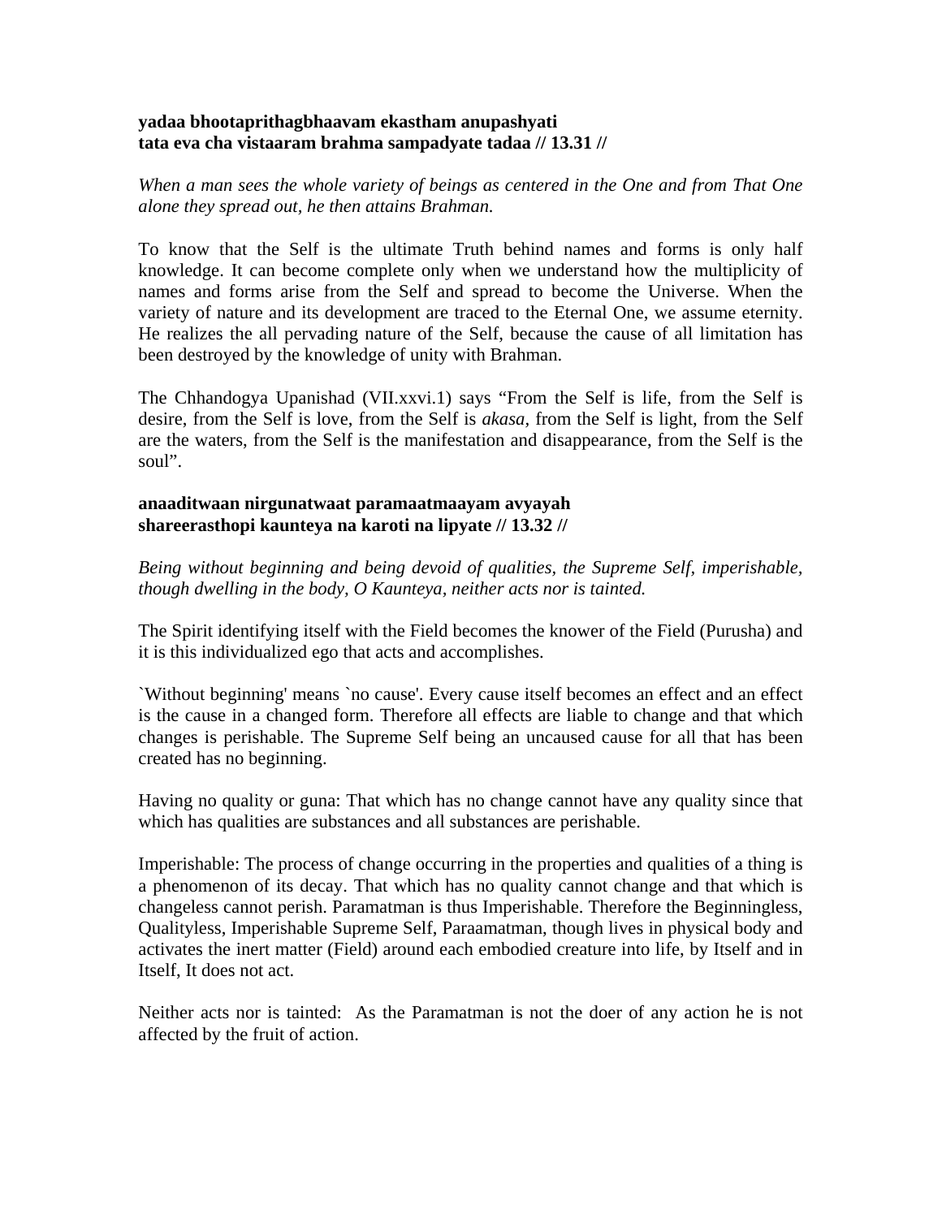**yadaa bhootaprithagbhaavam ekastham anupashyati**
**tata eva cha vistaaram brahma sampadyate tadaa // 13.31 //**

*When a man sees the whole variety of beings as centered in the One and from That One alone they spread out, he then attains Brahman.*

To know that the Self is the ultimate Truth behind names and forms is only half knowledge. It can become complete only when we understand how the multiplicity of names and forms arise from the Self and spread to become the Universe. When the variety of nature and its development are traced to the Eternal One, we assume eternity. He realizes the all pervading nature of the Self, because the cause of all limitation has been destroyed by the knowledge of unity with Brahman.

The Chhandogya Upanishad (VII.xxvi.1) says "From the Self is life, from the Self is desire, from the Self is love, from the Self is *akasa,* from the Self is light, from the Self are the waters, from the Self is the manifestation and disappearance, from the Self is the soul".

**anaaditwaan nirgunatwaat paramaatmaayam avyayah**
**shareerasthopi kaunteya na karoti na lipyate // 13.32 //**

*Being without beginning and being devoid of qualities, the Supreme Self, imperishable, though dwelling in the body, O Kaunteya, neither acts nor is tainted.*

The Spirit identifying itself with the Field becomes the knower of the Field (Purusha) and it is this individualized ego that acts and accomplishes.

`Without beginning' means `no cause'. Every cause itself becomes an effect and an effect is the cause in a changed form. Therefore all effects are liable to change and that which changes is perishable. The Supreme Self being an uncaused cause for all that has been created has no beginning.

Having no quality or guna: That which has no change cannot have any quality since that which has qualities are substances and all substances are perishable.

Imperishable: The process of change occurring in the properties and qualities of a thing is a phenomenon of its decay. That which has no quality cannot change and that which is changeless cannot perish. Paramatman is thus Imperishable. Therefore the Beginningless, Qualityless, Imperishable Supreme Self, Paraamatman, though lives in physical body and activates the inert matter (Field) around each embodied creature into life, by Itself and in Itself, It does not act.

Neither acts nor is tainted: As the Paramatman is not the doer of any action he is not affected by the fruit of action.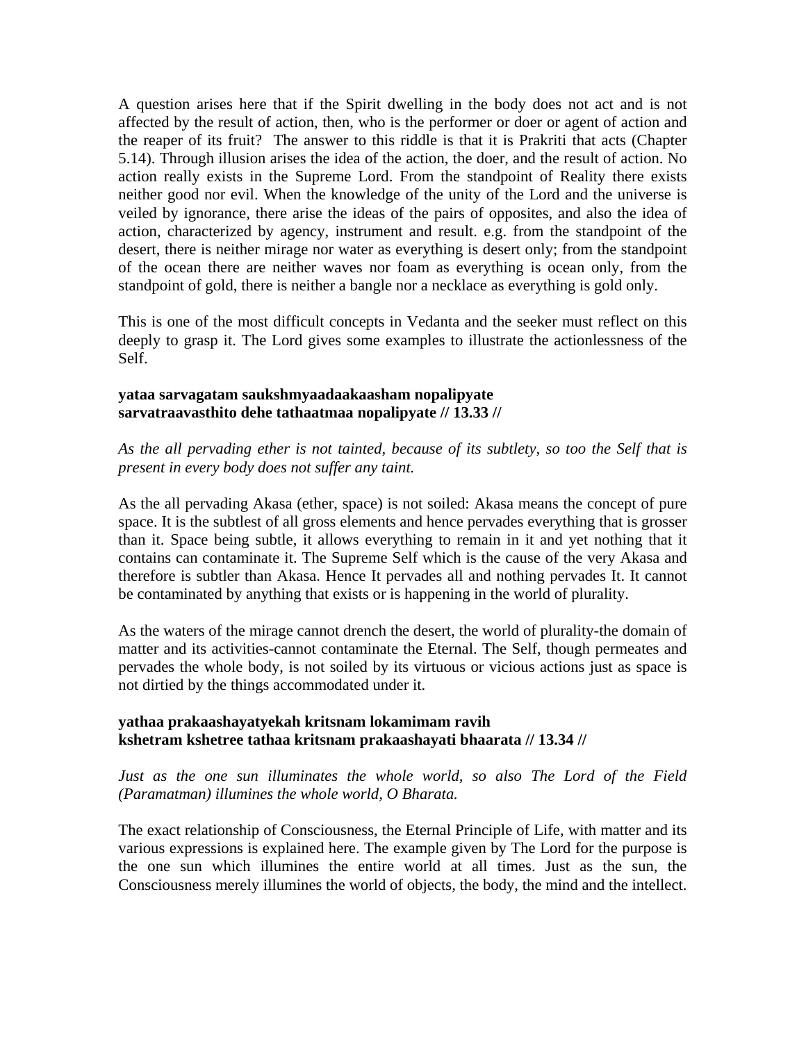A question arises here that if the Spirit dwelling in the body does not act and is not affected by the result of action, then, who is the performer or doer or agent of action and the reaper of its fruit? The answer to this riddle is that it is Prakriti that acts (Chapter 5.14). Through illusion arises the idea of the action, the doer, and the result of action. No action really exists in the Supreme Lord. From the standpoint of Reality there exists neither good nor evil. When the knowledge of the unity of the Lord and the universe is veiled by ignorance, there arise the ideas of the pairs of opposites, and also the idea of action, characterized by agency, instrument and result. e.g. from the standpoint of the desert, there is neither mirage nor water as everything is desert only; from the standpoint of the ocean there are neither waves nor foam as everything is ocean only, from the standpoint of gold, there is neither a bangle nor a necklace as everything is gold only.

This is one of the most difficult concepts in Vedanta and the seeker must reflect on this deeply to grasp it. The Lord gives some examples to illustrate the actionlessness of the Self.

**yataa sarvagatam saukshmyaadaakaasham nopalipyate**
**sarvatraavasthito dehe tathaatmaa nopalipyate // 13.33 //**

*As the all pervading ether is not tainted, because of its subtlety, so too the Self that is present in every body does not suffer any taint.*

As the all pervading Akasa (ether, space) is not soiled: Akasa means the concept of pure space. It is the subtlest of all gross elements and hence pervades everything that is grosser than it. Space being subtle, it allows everything to remain in it and yet nothing that it contains can contaminate it. The Supreme Self which is the cause of the very Akasa and therefore is subtler than Akasa. Hence It pervades all and nothing pervades It. It cannot be contaminated by anything that exists or is happening in the world of plurality.

As the waters of the mirage cannot drench the desert, the world of plurality-the domain of matter and its activities-cannot contaminate the Eternal. The Self, though permeates and pervades the whole body, is not soiled by its virtuous or vicious actions just as space is not dirtied by the things accommodated under it.

**yathaa prakaashayatyekah kritsnam lokamimam ravih**
**kshetram kshetree tathaa kritsnam prakaashayati bhaarata // 13.34 //**

*Just as the one sun illuminates the whole world, so also The Lord of the Field (Paramatman) illumines the whole world, O Bharata.*

The exact relationship of Consciousness, the Eternal Principle of Life, with matter and its various expressions is explained here. The example given by The Lord for the purpose is the one sun which illumines the entire world at all times. Just as the sun, the Consciousness merely illumines the world of objects, the body, the mind and the intellect.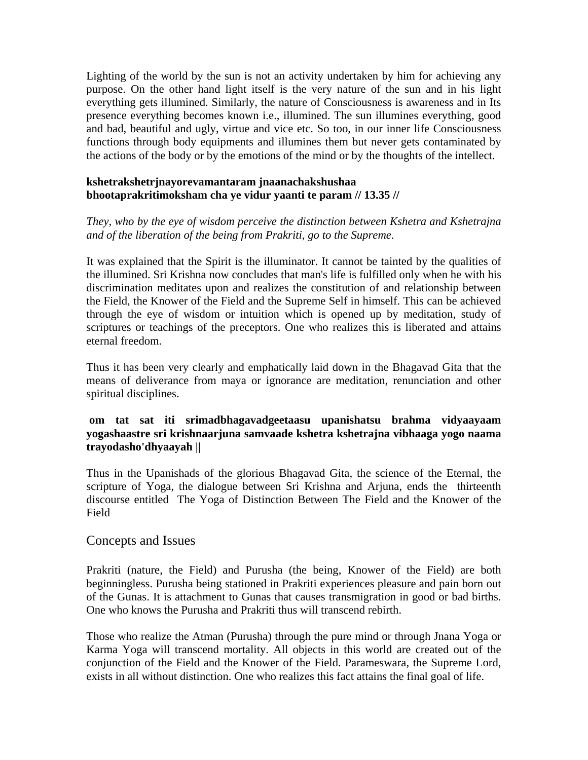Lighting of the world by the sun is not an activity undertaken by him for achieving any purpose. On the other hand light itself is the very nature of the sun and in his light everything gets illumined. Similarly, the nature of Consciousness is awareness and in Its presence everything becomes known i.e., illumined. The sun illumines everything, good and bad, beautiful and ugly, virtue and vice etc. So too, in our inner life Consciousness functions through body equipments and illumines them but never gets contaminated by the actions of the body or by the emotions of the mind or by the thoughts of the intellect.

**kshetrakshetrjnayorevamantaram jnaanachakshushaa**
**bhootaprakritimoksham cha ye vidur yaanti te param // 13.35 //**

*They, who by the eye of wisdom perceive the distinction between Kshetra and Kshetrajna and of the liberation of the being from Prakriti, go to the Supreme.*

It was explained that the Spirit is the illuminator. It cannot be tainted by the qualities of the illumined. Sri Krishna now concludes that man's life is fulfilled only when he with his discrimination meditates upon and realizes the constitution of and relationship between the Field, the Knower of the Field and the Supreme Self in himself. This can be achieved through the eye of wisdom or intuition which is opened up by meditation, study of scriptures or teachings of the preceptors. One who realizes this is liberated and attains eternal freedom.

Thus it has been very clearly and emphatically laid down in the Bhagavad Gita that the means of deliverance from maya or ignorance are meditation, renunciation and other spiritual disciplines.

**om tat sat iti srimadbhagavadgeetaasu upanishatsu brahma vidyaayaam yogashaastre sri krishnaarjuna samvaade kshetra kshetrajna vibhaaga yogo naama trayodasho'dhyaayah ||**

Thus in the Upanishads of the glorious Bhagavad Gita, the science of the Eternal, the scripture of Yoga, the dialogue between Sri Krishna and Arjuna, ends the thirteenth discourse entitled The Yoga of Distinction Between The Field and the Knower of the Field

## Concepts and Issues

Prakriti (nature, the Field) and Purusha (the being, Knower of the Field) are both beginningless. Purusha being stationed in Prakriti experiences pleasure and pain born out of the Gunas. It is attachment to Gunas that causes transmigration in good or bad births. One who knows the Purusha and Prakriti thus will transcend rebirth.

Those who realize the Atman (Purusha) through the pure mind or through Jnana Yoga or Karma Yoga will transcend mortality. All objects in this world are created out of the conjunction of the Field and the Knower of the Field. Parameswara, the Supreme Lord, exists in all without distinction. One who realizes this fact attains the final goal of life.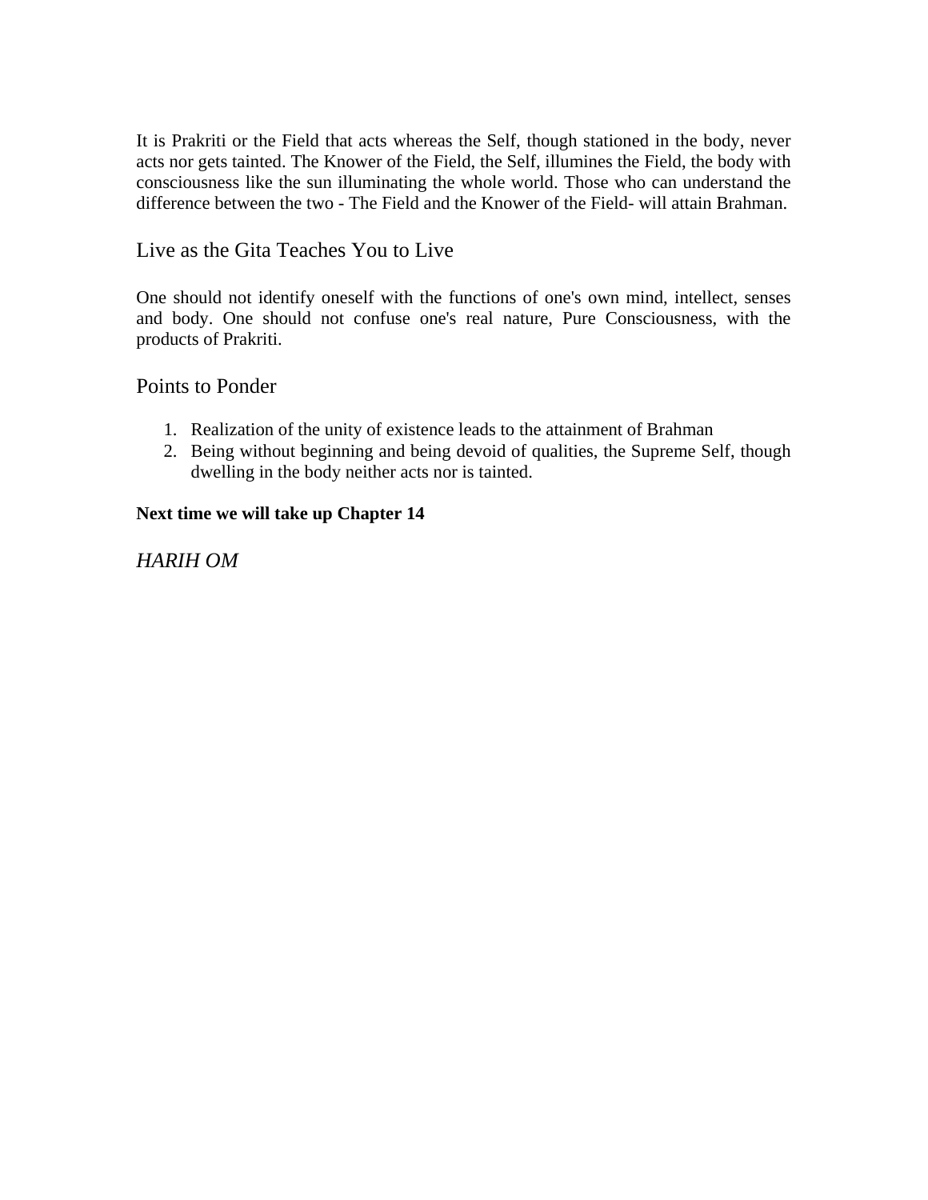It is Prakriti or the Field that acts whereas the Self, though stationed in the body, never acts nor gets tainted. The Knower of the Field, the Self, illumines the Field, the body with consciousness like the sun illuminating the whole world. Those who can understand the difference between the two - The Field and the Knower of the Field- will attain Brahman.

## Live as the Gita Teaches You to Live

One should not identify oneself with the functions of one's own mind, intellect, senses and body. One should not confuse one's real nature, Pure Consciousness, with the products of Prakriti.

## Points to Ponder

1. Realization of the unity of existence leads to the attainment of Brahman
2. Being without beginning and being devoid of qualities, the Supreme Self, though dwelling in the body neither acts nor is tainted.

**Next time we will take up Chapter 14**

*HARIH OM*